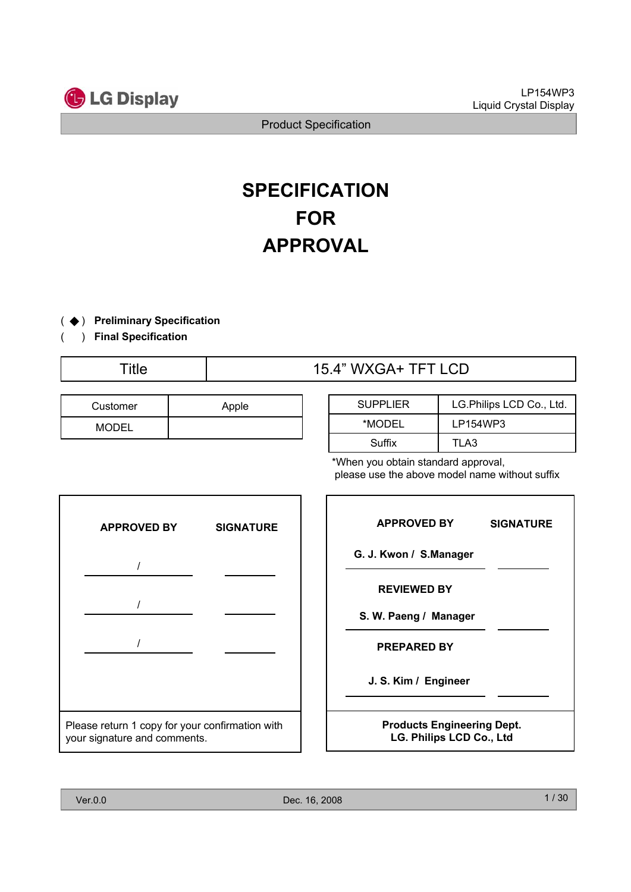# SPECIFICATION FOR APPROVAL

( ◆ ) **Preliminary Specification**
(   ) **Final Specification**

| Title | 15.4" WXGA+ TFT LCD |
|---|---|

| Customer | Apple |
|---|---|
| MODEL | |

| SUPPLIER | LG.Philips LCD Co., Ltd. |
|---|---|
| *MODEL | LP154WP3 |
| Suffix | TLA3 |

*When you obtain standard approval, please use the above model name without suffix

| APPROVED BY | SIGNATURE |
|---|---|
| / | |
| / | |
| / | |

Please return 1 copy for your confirmation with your signature and comments.

| APPROVED BY | SIGNATURE |
|---|---|
| G. J. Kwon / S.Manager | |
| **REVIEWED BY** | |
| S. W. Paeng / Manager | |
| **PREPARED BY** | |
| J. S. Kim / Engineer | |

**Products Engineering Dept.**
**LG. Philips LCD Co., Ltd**

Ver.0.0 Dec. 16, 2008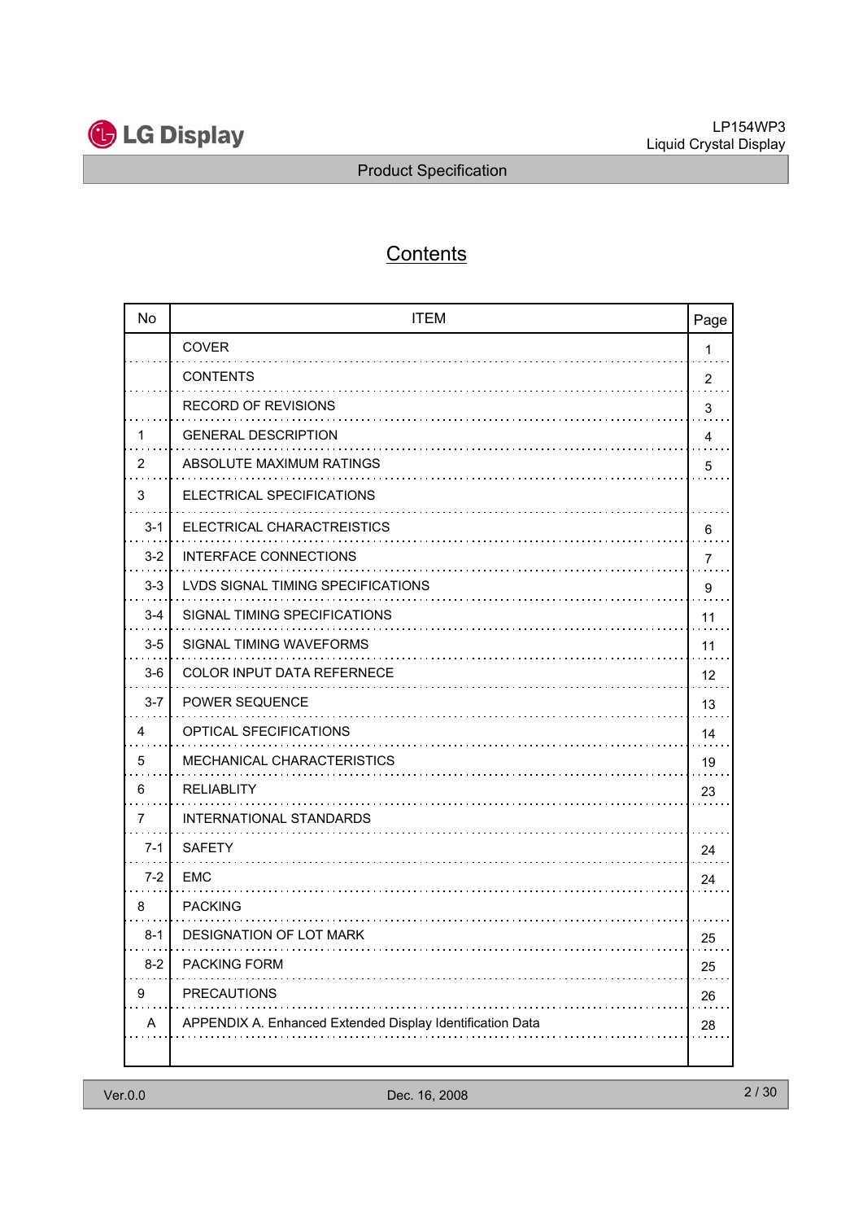# Contents

| No | ITEM | Page |
|---|---|---|
| | COVER | 1 |
| | CONTENTS | 2 |
| | RECORD OF REVISIONS | 3 |
| 1 | GENERAL DESCRIPTION | 4 |
| 2 | ABSOLUTE MAXIMUM RATINGS | 5 |
| 3 | ELECTRICAL SPECIFICATIONS | |
| 3-1 | ELECTRICAL CHARACTREISTICS | 6 |
| 3-2 | INTERFACE CONNECTIONS | 7 |
| 3-3 | LVDS SIGNAL TIMING SPECIFICATIONS | 9 |
| 3-4 | SIGNAL TIMING SPECIFICATIONS | 11 |
| 3-5 | SIGNAL TIMING WAVEFORMS | 11 |
| 3-6 | COLOR INPUT DATA REFERNECE | 12 |
| 3-7 | POWER SEQUENCE | 13 |
| 4 | OPTICAL SFECIFICATIONS | 14 |
| 5 | MECHANICAL CHARACTERISTICS | 19 |
| 6 | RELIABLITY | 23 |
| 7 | INTERNATIONAL STANDARDS | |
| 7-1 | SAFETY | 24 |
| 7-2 | EMC | 24 |
| 8 | PACKING | |
| 8-1 | DESIGNATION OF LOT MARK | 25 |
| 8-2 | PACKING FORM | 25 |
| 9 | PRECAUTIONS | 26 |
| A | APPENDIX A. Enhanced Extended Display Identification Data | 28 |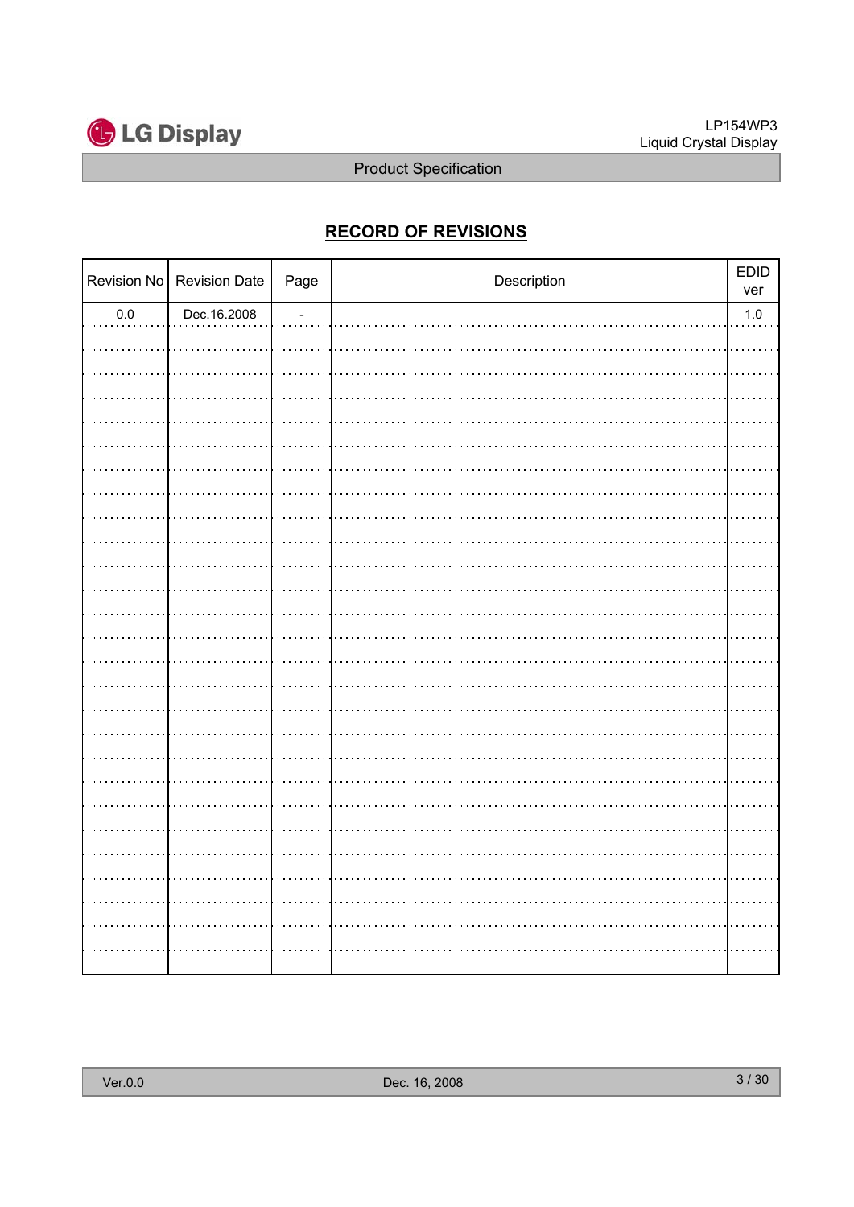## RECORD OF REVISIONS

| Revision No | Revision Date | Page | Description | EDID ver |
|---|---|---|---|---|
| 0.0 | Dec.16.2008 | - | | 1.0 |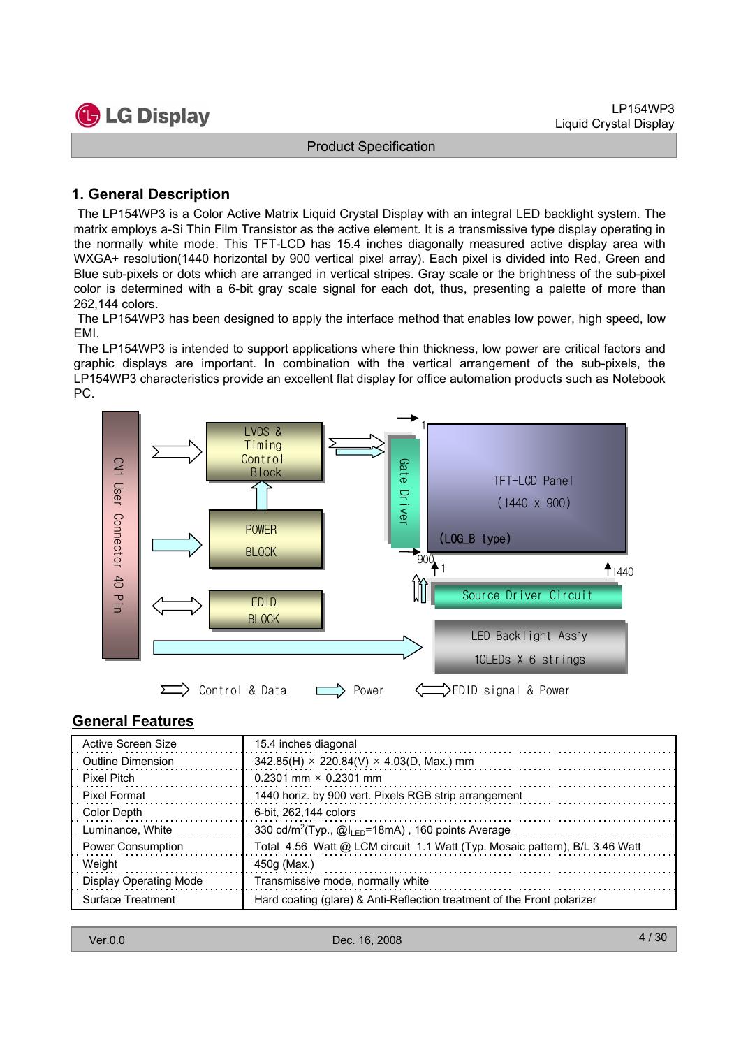## 1. General Description

The LP154WP3 is a Color Active Matrix Liquid Crystal Display with an integral LED backlight system. The matrix employs a-Si Thin Film Transistor as the active element. It is a transmissive type display operating in the normally white mode. This TFT-LCD has 15.4 inches diagonally measured active display area with WXGA+ resolution(1440 horizontal by 900 vertical pixel array). Each pixel is divided into Red, Green and Blue sub-pixels or dots which are arranged in vertical stripes. Gray scale or the brightness of the sub-pixel color is determined with a 6-bit gray scale signal for each dot, thus, presenting a palette of more than 262,144 colors.

The LP154WP3 has been designed to apply the interface method that enables low power, high speed, low EMI.

The LP154WP3 is intended to support applications where thin thickness, low power are critical factors and graphic displays are important. In combination with the vertical arrangement of the sub-pixels, the LP154WP3 characteristics provide an excellent flat display for office automation products such as Notebook PC.

CN1 User Connector 40 Pin

LVDS & Timing Control Block

POWER BLOCK

EDID BLOCK

Gate Driver

TFT-LCD Panel (1440 x 900)

(LOG_B type)

Source Driver Circuit

LED Backlight Ass'y 10LEDs X 6 strings

Control & Data  Power  EDID signal & Power

## General Features

| | |
|---|---|
| Active Screen Size | 15.4 inches diagonal |
| Outline Dimension | 342.85(H) × 220.84(V) × 4.03(D, Max.) mm |
| Pixel Pitch | 0.2301 mm × 0.2301 mm |
| Pixel Format | 1440 horiz. by 900 vert. Pixels RGB strip arrangement |
| Color Depth | 6-bit, 262,144 colors |
| Luminance, White | 330 cd/$m^2$(Typ., @$I_{LED}$=18mA) , 160 points Average |
| Power Consumption | Total 4.56 Watt @ LCM circuit 1.1 Watt (Typ. Mosaic pattern), B/L 3.46 Watt |
| Weight | 450g (Max.) |
| Display Operating Mode | Transmissive mode, normally white |
| Surface Treatment | Hard coating (glare) & Anti-Reflection treatment of the Front polarizer |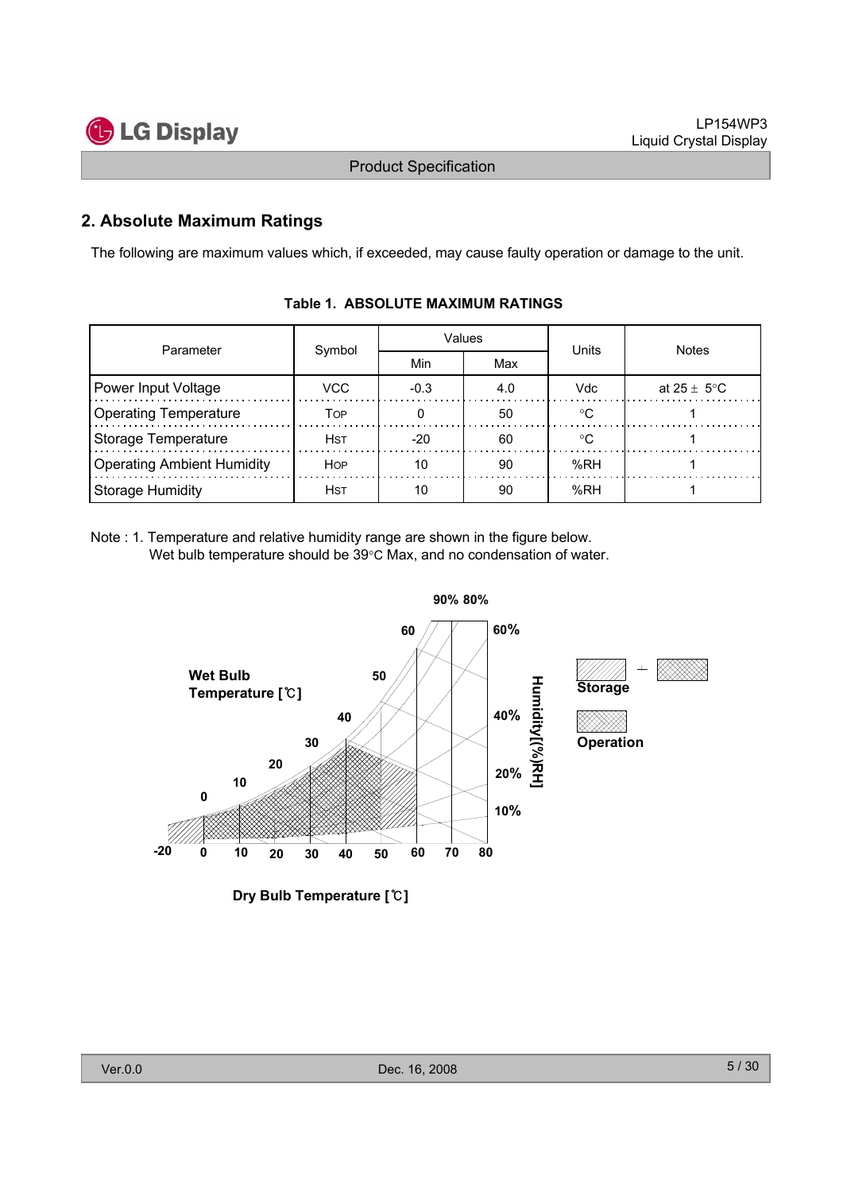## 2. Absolute Maximum Ratings

The following are maximum values which, if exceeded, may cause faulty operation or damage to the unit.

**Table 1. ABSOLUTE MAXIMUM RATINGS**

| Parameter | Symbol | Values | | Units | Notes |
|---|---|---|---|---|---|
| | | Min | Max | | |
| Power Input Voltage | VCC | -0.3 | 4.0 | Vdc | at 25 ± 5°C |
| Operating Temperature | TOP | 0 | 50 | °C | 1 |
| Storage Temperature | HST | -20 | 60 | °C | 1 |
| Operating Ambient Humidity | HOP | 10 | 90 | %RH | 1 |
| Storage Humidity | HST | 10 | 90 | %RH | 1 |

Note : 1. Temperature and relative humidity range are shown in the figure below.
Wet bulb temperature should be 39°C Max, and no condensation of water.

Wet Bulb Temperature [℃]

Humidity[(%)RH]

Storage

Operation

Dry Bulb Temperature [℃]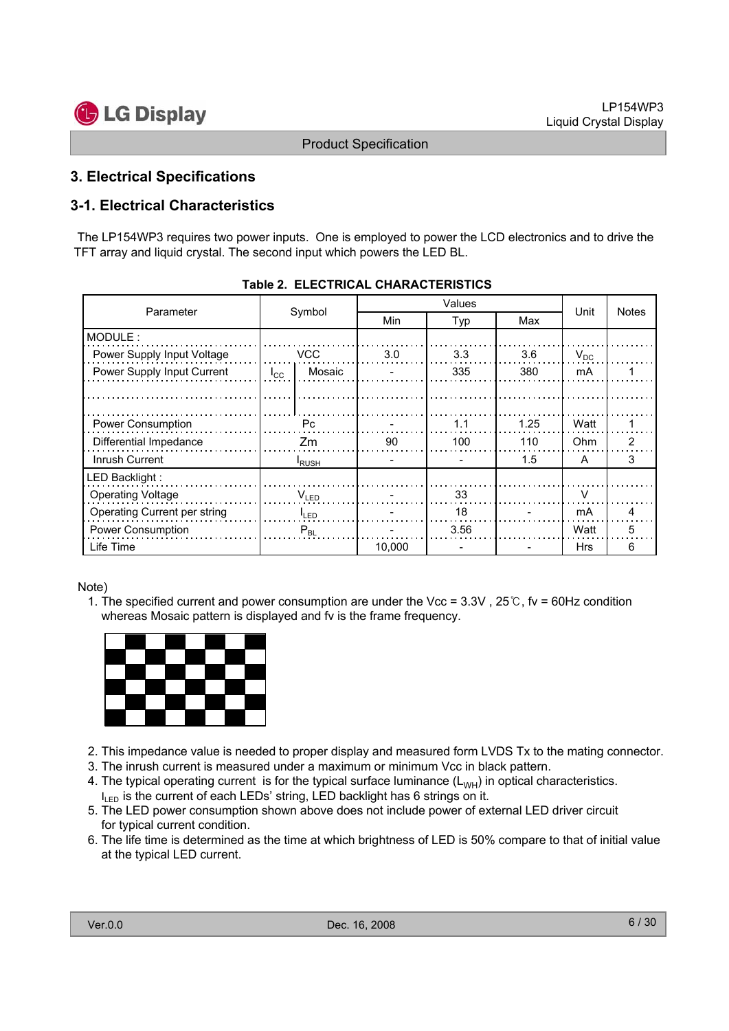## 3. Electrical Specifications

### 3-1. Electrical Characteristics

The LP154WP3 requires two power inputs. One is employed to power the LCD electronics and to drive the TFT array and liquid crystal. The second input which powers the LED BL.

**Table 2. ELECTRICAL CHARACTERISTICS**

| Parameter | Symbol | | Values | | | Unit | Notes |
|---|---|---|---|---|---|---|---|
| | | | Min | Typ | Max | | |
| MODULE : | | | | | | | |
| Power Supply Input Voltage | VCC | | 3.0 | 3.3 | 3.6 | $V_{DC}$ | |
| Power Supply Input Current | $I_{CC}$ | Mosaic | - | 335 | 380 | mA | 1 |
| | | | | | | | |
| Power Consumption | Pc | | - | 1.1 | 1.25 | Watt | 1 |
| Differential Impedance | Zm | | 90 | 100 | 110 | Ohm | 2 |
| Inrush Current | $I_{RUSH}$ | | - | - | 1.5 | A | 3 |
| LED Backlight : | | | | | | | |
| Operating Voltage | $V_{LED}$ | | - | 33 | | V | |
| Operating Current per string | $I_{LED}$ | | - | 18 | - | mA | 4 |
| Power Consumption | $P_{BL}$ | | - | 3.56 | | Watt | 5 |
| Life Time | | | 10,000 | - | - | Hrs | 6 |

Note)

1. The specified current and power consumption are under the Vcc = 3.3V , 25℃, fv = 60Hz condition whereas Mosaic pattern is displayed and fv is the frame frequency.
2. This impedance value is needed to proper display and measured form LVDS Tx to the mating connector.
3. The inrush current is measured under a maximum or minimum Vcc in black pattern.
4. The typical operating current is for the typical surface luminance ($L_{WH}$) in optical characteristics. $I_{LED}$ is the current of each LEDs' string, LED backlight has 6 strings on it.
5. The LED power consumption shown above does not include power of external LED driver circuit for typical current condition.
6. The life time is determined as the time at which brightness of LED is 50% compare to that of initial value at the typical LED current.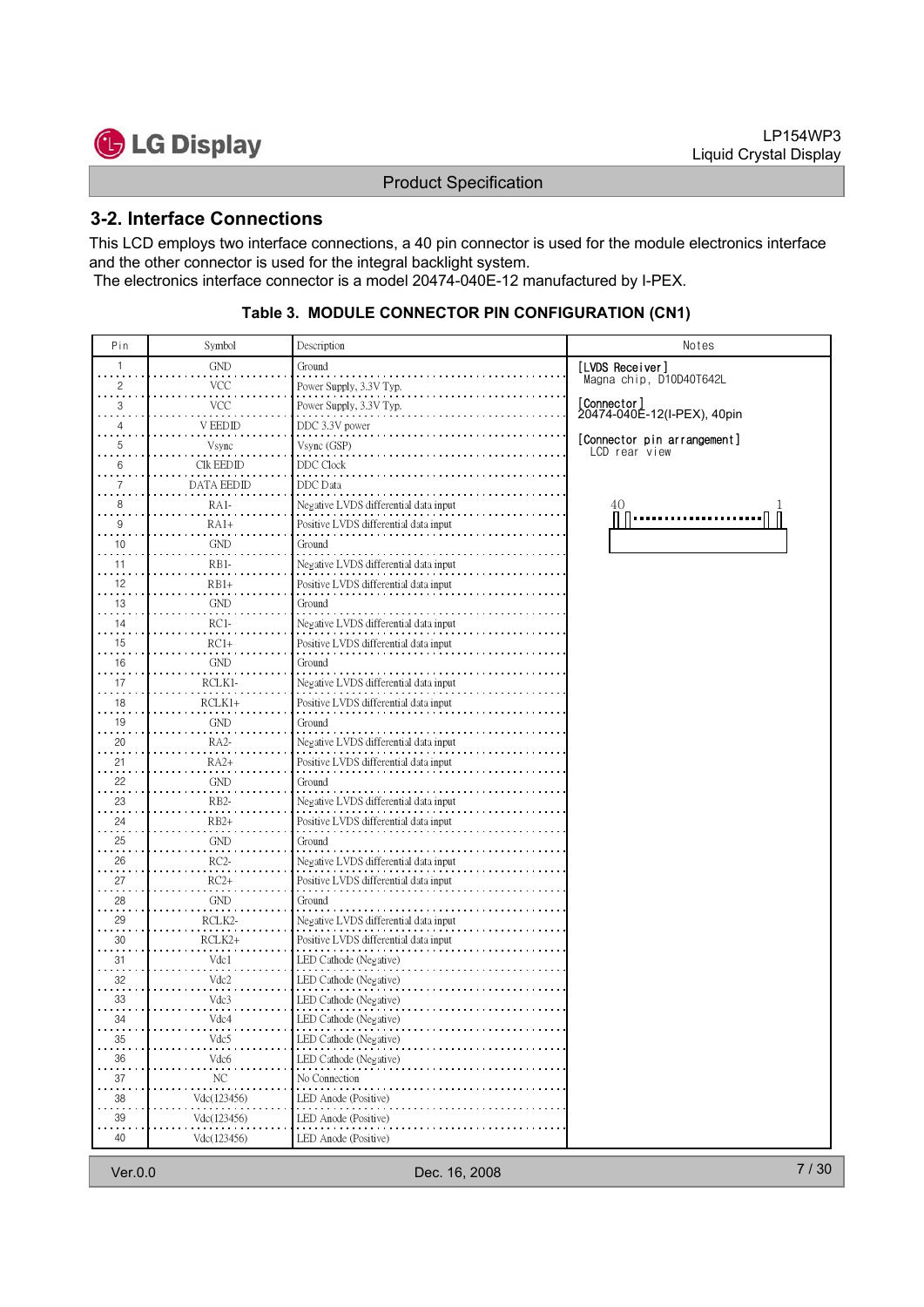## 3-2. Interface Connections

This LCD employs two interface connections, a 40 pin connector is used for the module electronics interface and the other connector is used for the integral backlight system.
The electronics interface connector is a model 20474-040E-12 manufactured by I-PEX.

**Table 3. MODULE CONNECTOR PIN CONFIGURATION (CN1)**

| Pin | Symbol | Description | Notes |
|---|---|---|---|
| 1 | GND | Ground | [LVDS Receiver] Magna chip, D10D40T642L<br>[Connector] 20474-040E-12(I-PEX), 40pin<br>[Connector pin arrangement] LCD rear view (40 ... 1) |
| 2 | VCC | Power Supply, 3.3V Typ. | |
| 3 | VCC | Power Supply, 3.3V Typ. | |
| 4 | V EEDID | DDC 3.3V power | |
| 5 | Vsync | Vsync (GSP) | |
| 6 | Clk EEDID | DDC Clock | |
| 7 | DATA EEDID | DDC Data | |
| 8 | RA1- | Negative LVDS differential data input | |
| 9 | RA1+ | Positive LVDS differential data input | |
| 10 | GND | Ground | |
| 11 | RB1- | Negative LVDS differential data input | |
| 12 | RB1+ | Positive LVDS differential data input | |
| 13 | GND | Ground | |
| 14 | RC1- | Negative LVDS differential data input | |
| 15 | RC1+ | Positive LVDS differential data input | |
| 16 | GND | Ground | |
| 17 | RCLK1- | Negative LVDS differential data input | |
| 18 | RCLK1+ | Positive LVDS differential data input | |
| 19 | GND | Ground | |
| 20 | RA2- | Negative LVDS differential data input | |
| 21 | RA2+ | Positive LVDS differential data input | |
| 22 | GND | Ground | |
| 23 | RB2- | Negative LVDS differential data input | |
| 24 | RB2+ | Positive LVDS differential data input | |
| 25 | GND | Ground | |
| 26 | RC2- | Negative LVDS differential data input | |
| 27 | RC2+ | Positive LVDS differential data input | |
| 28 | GND | Ground | |
| 29 | RCLK2- | Negative LVDS differential data input | |
| 30 | RCLK2+ | Positive LVDS differential data input | |
| 31 | Vdc1 | LED Cathode (Negative) | |
| 32 | Vdc2 | LED Cathode (Negative) | |
| 33 | Vdc3 | LED Cathode (Negative) | |
| 34 | Vdc4 | LED Cathode (Negative) | |
| 35 | Vdc5 | LED Cathode (Negative) | |
| 36 | Vdc6 | LED Cathode (Negative) | |
| 37 | NC | No Connection | |
| 38 | Vdc(123456) | LED Anode (Positive) | |
| 39 | Vdc(123456) | LED Anode (Positive) | |
| 40 | Vdc(123456) | LED Anode (Positive) | |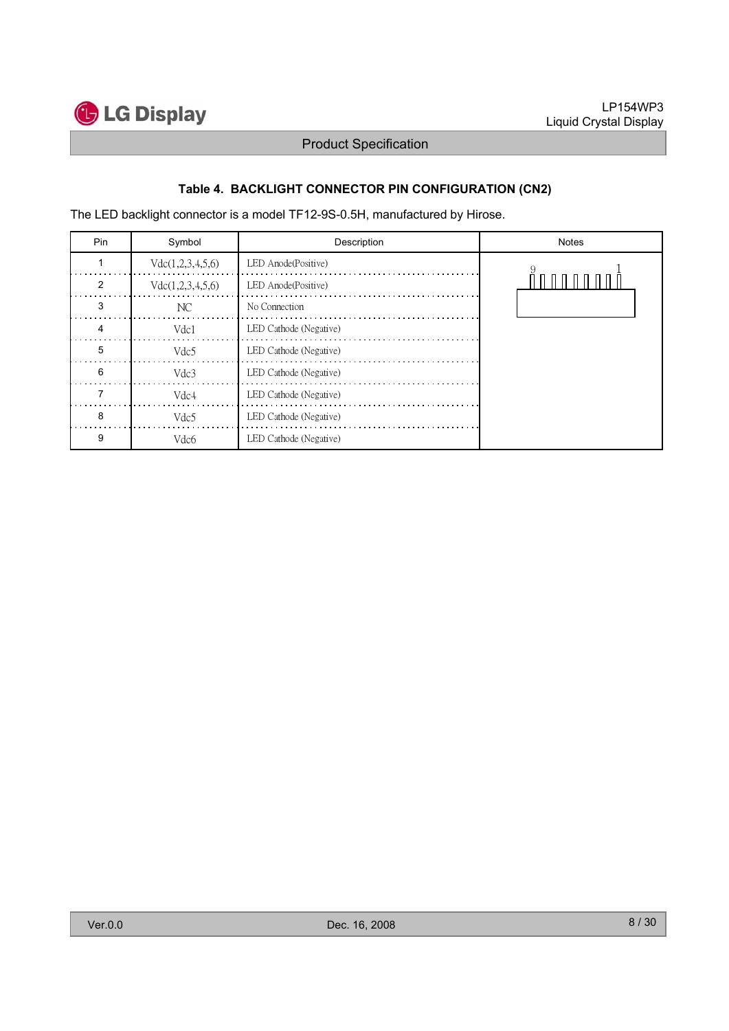### Table 4. BACKLIGHT CONNECTOR PIN CONFIGURATION (CN2)

The LED backlight connector is a model TF12-9S-0.5H, manufactured by Hirose.

| Pin | Symbol | Description | Notes |
|---|---|---|---|
| 1 | Vdc(1,2,3,4,5,6) | LED Anode(Positive) | |
| 2 | Vdc(1,2,3,4,5,6) | LED Anode(Positive) | |
| 3 | NC | No Connection | |
| 4 | Vdc1 | LED Cathode (Negative) | |
| 5 | Vdc5 | LED Cathode (Negative) | |
| 6 | Vdc3 | LED Cathode (Negative) | |
| 7 | Vdc4 | LED Cathode (Negative) | |
| 8 | Vdc5 | LED Cathode (Negative) | |
| 9 | Vdc6 | LED Cathode (Negative) | |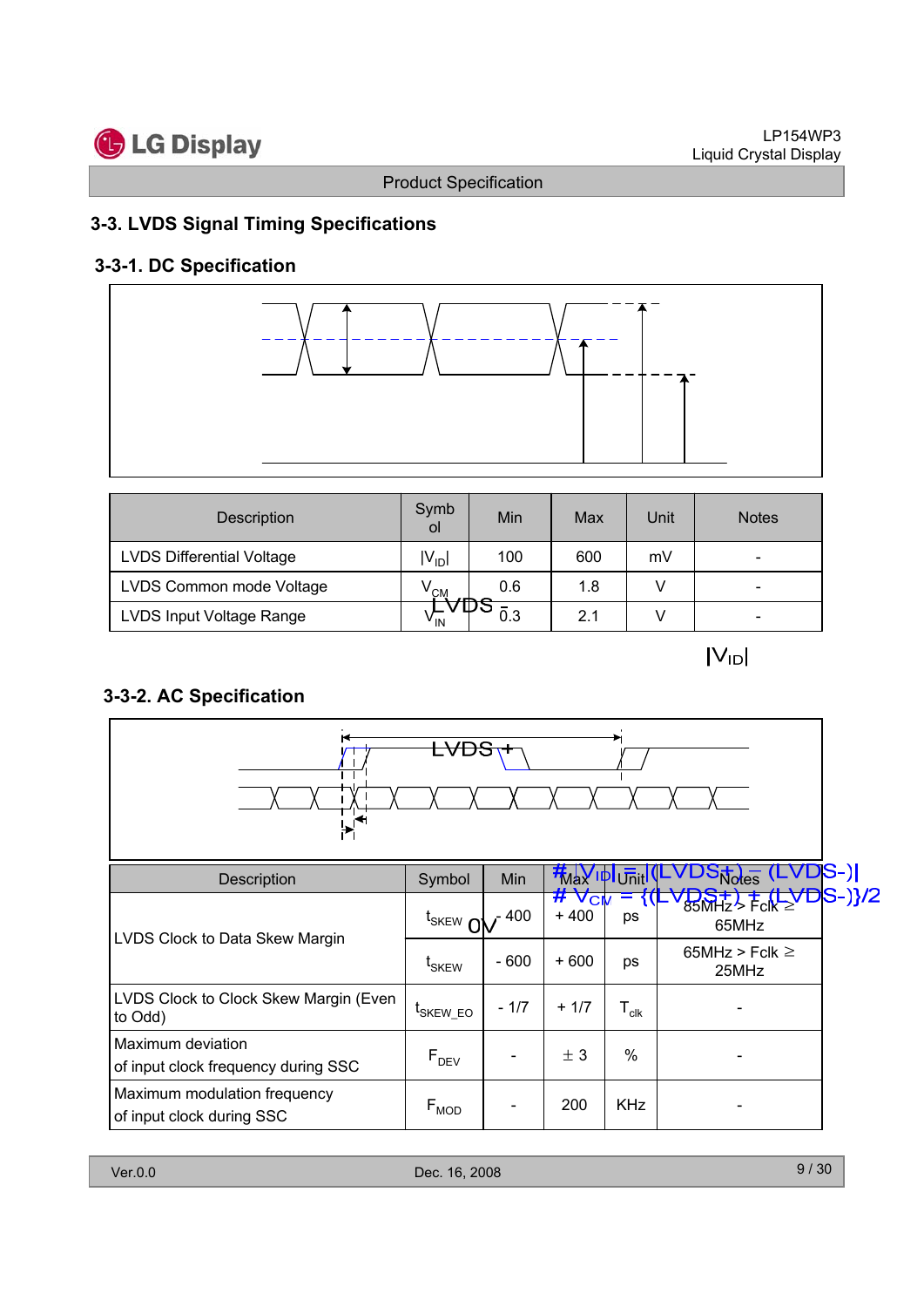## 3-3. LVDS Signal Timing Specifications

### 3-3-1. DC Specification

| Description | Symbol | Min | Max | Unit | Notes |
|---|---|---|---|---|---|
| LVDS Differential Voltage | $\|V_{ID}\|$ | 100 | 600 | mV | - |
| LVDS Common mode Voltage | $V_{CM}$ | 0.6 | 1.8 | V | - |
| LVDS Input Voltage Range | $V_{IN}$ | 0.3 | 2.1 | V | - |

LVDS - 0V $|V_{ID}|$

### 3-3-2. AC Specification

LVDS +

# $|V_{ID}| = |(LVDS+) - (LVDS-)|$
# $V_{CM} = \{(LVDS+) + (LVDS-)\}/2$

| Description | Symbol | Min | Max | Unit | Notes |
|---|---|---|---|---|---|
| LVDS Clock to Data Skew Margin | $t_{SKEW}$ | - 400 | + 400 | ps | 85MHz > Fclk ≥ 65MHz |
| | $t_{SKEW}$ | - 600 | + 600 | ps | 65MHz > Fclk ≥ 25MHz |
| LVDS Clock to Clock Skew Margin (Even to Odd) | $t_{SKEW\_EO}$ | - 1/7 | + 1/7 | $T_{clk}$ | - |
| Maximum deviation of input clock frequency during SSC | $F_{DEV}$ | - | ± 3 | % | - |
| Maximum modulation frequency of input clock during SSC | $F_{MOD}$ | - | 200 | KHz | - |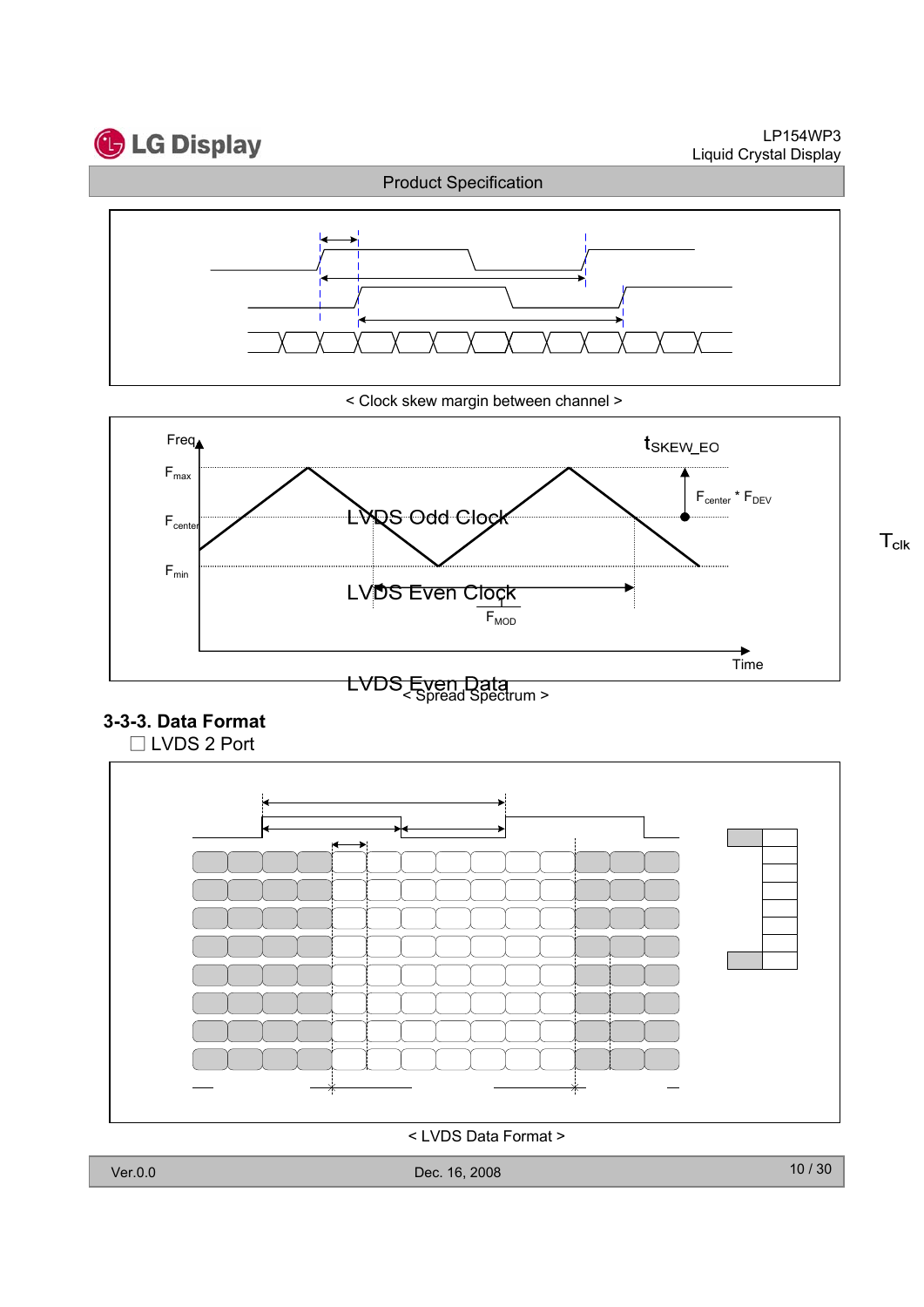< Clock skew margin between channel >

Freq

$F_{max}$

$F_{center}$

$F_{min}$

$t_{SKEW\_EO}$

$F_{center}$ * $F_{DEV}$

LVDS Odd Clock

LVDS Even Clock

$F_{MOD}$

Time

$T_{clk}$

LVDS Even Data

< Spread Spectrum >

### 3-3-3. Data Format

☐ LVDS 2 Port

< LVDS Data Format >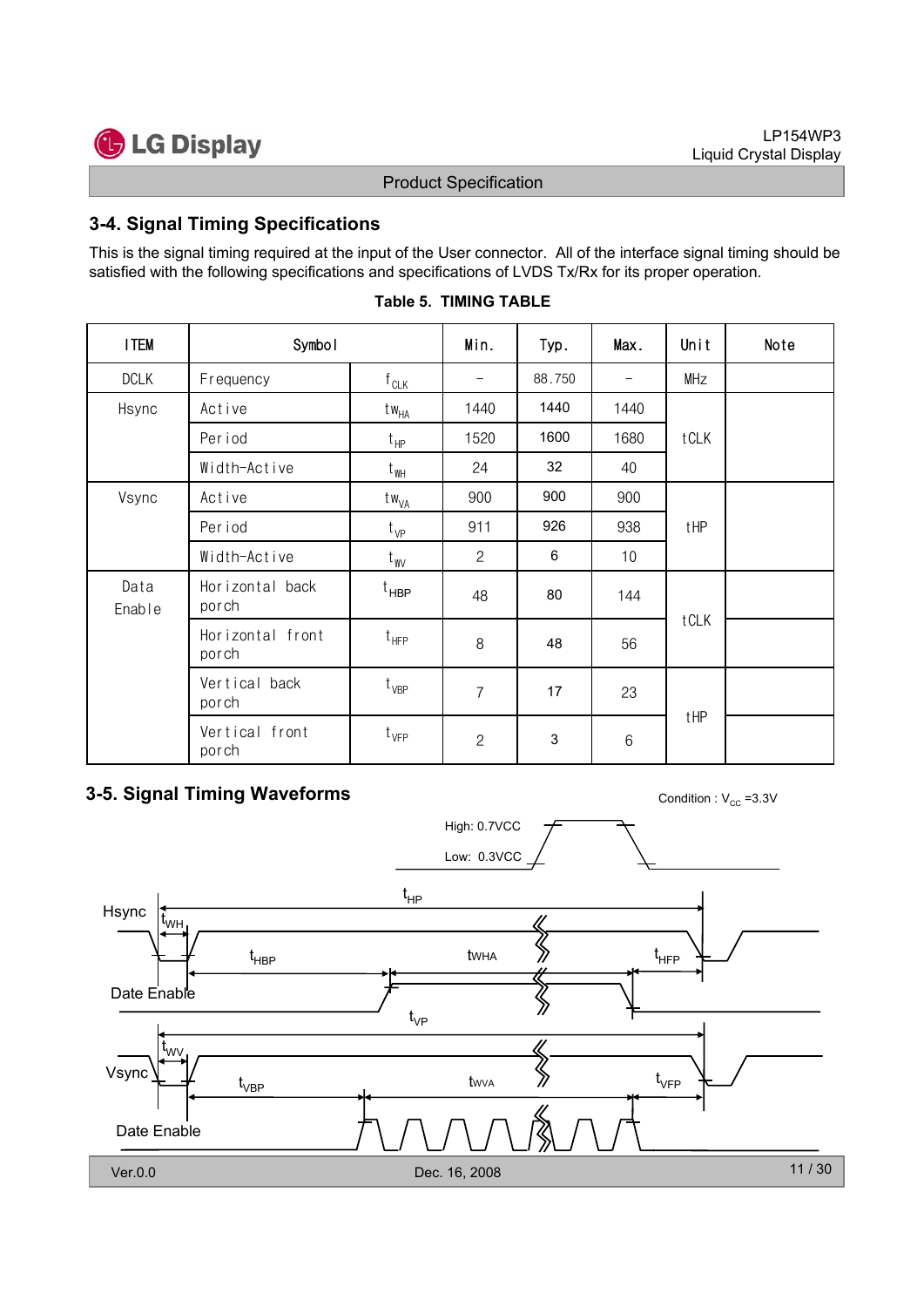## 3-4. Signal Timing Specifications

This is the signal timing required at the input of the User connector. All of the interface signal timing should be satisfied with the following specifications and specifications of LVDS Tx/Rx for its proper operation.

**Table 5. TIMING TABLE**

| ITEM | Symbol | | Min. | Typ. | Max. | Unit | Note |
|---|---|---|---|---|---|---|---|
| DCLK | Frequency | $f_{CLK}$ | - | 88.750 | - | MHz | |
| Hsync | Active | $tw_{HA}$ | 1440 | 1440 | 1440 | tCLK | |
| | Period | $t_{HP}$ | 1520 | 1600 | 1680 | | |
| | Width-Active | $t_{WH}$ | 24 | 32 | 40 | | |
| Vsync | Active | $tw_{VA}$ | 900 | 900 | 900 | tHP | |
| | Period | $t_{VP}$ | 911 | 926 | 938 | | |
| | Width-Active | $t_{WV}$ | 2 | 6 | 10 | | |
| Data Enable | Horizontal back porch | $t_{HBP}$ | 48 | 80 | 144 | tCLK | |
| | Horizontal front porch | $t_{HFP}$ | 8 | 48 | 56 | | |
| | Vertical back porch | $t_{VBP}$ | 7 | 17 | 23 | tHP | |
| | Vertical front porch | $t_{VFP}$ | 2 | 3 | 6 | | |

## 3-5. Signal Timing Waveforms

Condition : $V_{CC}$ =3.3V

High: 0.7VCC

Low: 0.3VCC

Hsync: $t_{HP}$, $t_{WH}$, $t_{HBP}$, tWHA, $t_{HFP}$

Date Enable

Vsync: $t_{VP}$, $t_{WV}$, $t_{VBP}$, tWVA, $t_{VFP}$

Date Enable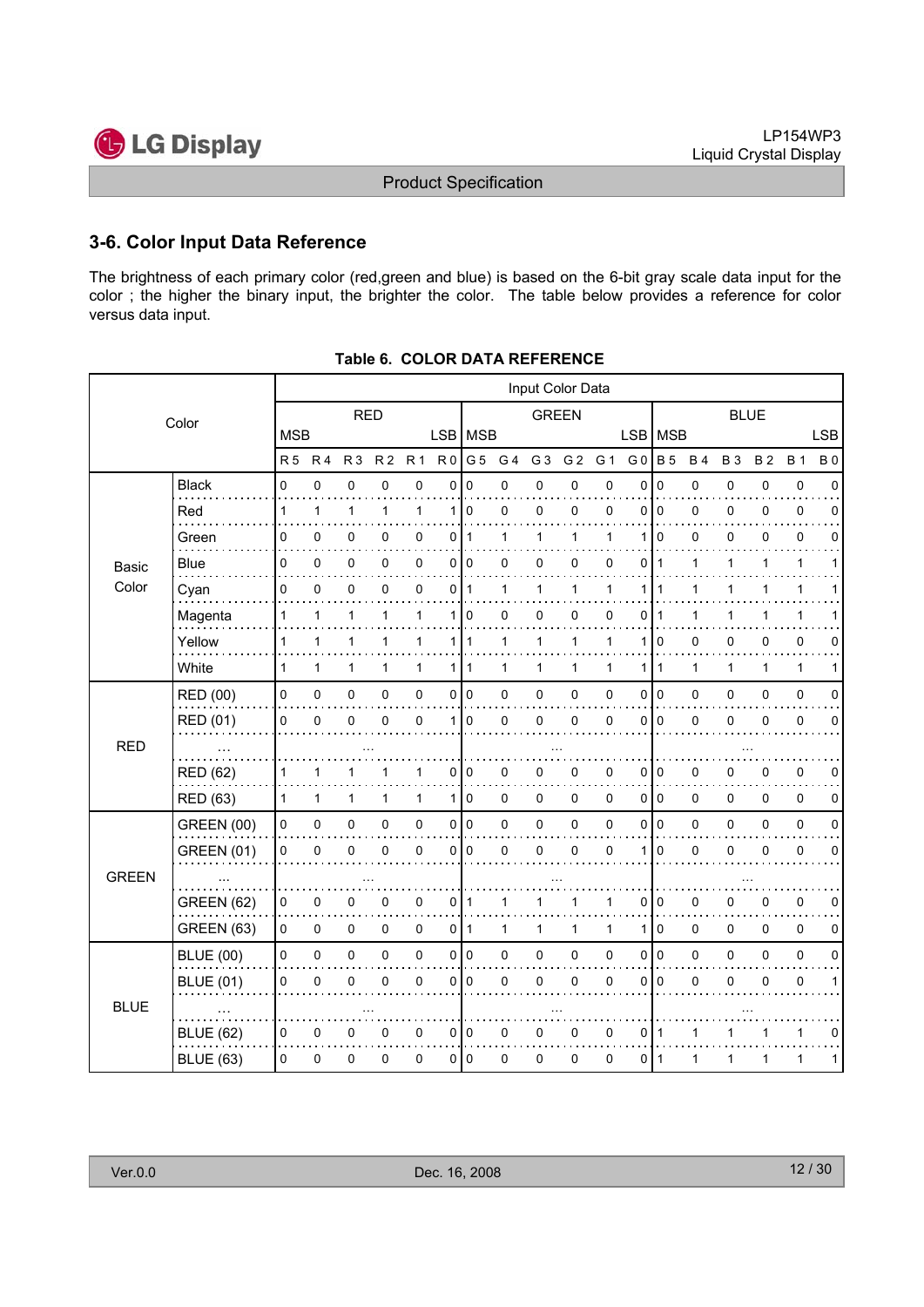## 3-6. Color Input Data Reference

The brightness of each primary color (red,green and blue) is based on the 6-bit gray scale data input for the color ; the higher the binary input, the brighter the color. The table below provides a reference for color versus data input.

**Table 6. COLOR DATA REFERENCE**

| Color | | Input Color Data | | | | | | | | | | | | | | | | | |
|---|---|---|---|---|---|---|---|---|---|---|---|---|---|---|---|---|---|---|---|
| | | RED | | | | | | GREEN | | | | | | BLUE | | | | | |
| | | MSB | | | | | LSB | MSB | | | | | LSB | MSB | | | | | LSB |
| | | R 5 | R 4 | R 3 | R 2 | R 1 | R 0 | G 5 | G 4 | G 3 | G 2 | G 1 | G 0 | B 5 | B 4 | B 3 | B 2 | B 1 | B 0 |
| Basic Color | Black | 0 | 0 | 0 | 0 | 0 | 0 | 0 | 0 | 0 | 0 | 0 | 0 | 0 | 0 | 0 | 0 | 0 | 0 |
| | Red | 1 | 1 | 1 | 1 | 1 | 1 | 0 | 0 | 0 | 0 | 0 | 0 | 0 | 0 | 0 | 0 | 0 | 0 |
| | Green | 0 | 0 | 0 | 0 | 0 | 0 | 1 | 1 | 1 | 1 | 1 | 1 | 0 | 0 | 0 | 0 | 0 | 0 |
| | Blue | 0 | 0 | 0 | 0 | 0 | 0 | 0 | 0 | 0 | 0 | 0 | 0 | 1 | 1 | 1 | 1 | 1 | 1 |
| | Cyan | 0 | 0 | 0 | 0 | 0 | 0 | 1 | 1 | 1 | 1 | 1 | 1 | 1 | 1 | 1 | 1 | 1 | 1 |
| | Magenta | 1 | 1 | 1 | 1 | 1 | 1 | 0 | 0 | 0 | 0 | 0 | 0 | 1 | 1 | 1 | 1 | 1 | 1 |
| | Yellow | 1 | 1 | 1 | 1 | 1 | 1 | 1 | 1 | 1 | 1 | 1 | 1 | 0 | 0 | 0 | 0 | 0 | 0 |
| | White | 1 | 1 | 1 | 1 | 1 | 1 | 1 | 1 | 1 | 1 | 1 | 1 | 1 | 1 | 1 | 1 | 1 | 1 |
| RED | RED (00) | 0 | 0 | 0 | 0 | 0 | 0 | 0 | 0 | 0 | 0 | 0 | 0 | 0 | 0 | 0 | 0 | 0 | 0 |
| | RED (01) | 0 | 0 | 0 | 0 | 0 | 1 | 0 | 0 | 0 | 0 | 0 | 0 | 0 | 0 | 0 | 0 | 0 | 0 |
| | ... | ... | | | | | | ... | | | | | | ... | | | | | |
| | RED (62) | 1 | 1 | 1 | 1 | 1 | 0 | 0 | 0 | 0 | 0 | 0 | 0 | 0 | 0 | 0 | 0 | 0 | 0 |
| | RED (63) | 1 | 1 | 1 | 1 | 1 | 1 | 0 | 0 | 0 | 0 | 0 | 0 | 0 | 0 | 0 | 0 | 0 | 0 |
| GREEN | GREEN (00) | 0 | 0 | 0 | 0 | 0 | 0 | 0 | 0 | 0 | 0 | 0 | 0 | 0 | 0 | 0 | 0 | 0 | 0 |
| | GREEN (01) | 0 | 0 | 0 | 0 | 0 | 0 | 0 | 0 | 0 | 0 | 0 | 1 | 0 | 0 | 0 | 0 | 0 | 0 |
| | ... | ... | | | | | | ... | | | | | | ... | | | | | |
| | GREEN (62) | 0 | 0 | 0 | 0 | 0 | 0 | 1 | 1 | 1 | 1 | 1 | 0 | 0 | 0 | 0 | 0 | 0 | 0 |
| | GREEN (63) | 0 | 0 | 0 | 0 | 0 | 0 | 1 | 1 | 1 | 1 | 1 | 1 | 0 | 0 | 0 | 0 | 0 | 0 |
| BLUE | BLUE (00) | 0 | 0 | 0 | 0 | 0 | 0 | 0 | 0 | 0 | 0 | 0 | 0 | 0 | 0 | 0 | 0 | 0 | 0 |
| | BLUE (01) | 0 | 0 | 0 | 0 | 0 | 0 | 0 | 0 | 0 | 0 | 0 | 0 | 0 | 0 | 0 | 0 | 0 | 1 |
| | ... | ... | | | | | | ... | | | | | | ... | | | | | |
| | BLUE (62) | 0 | 0 | 0 | 0 | 0 | 0 | 0 | 0 | 0 | 0 | 0 | 0 | 1 | 1 | 1 | 1 | 1 | 0 |
| | BLUE (63) | 0 | 0 | 0 | 0 | 0 | 0 | 0 | 0 | 0 | 0 | 0 | 0 | 1 | 1 | 1 | 1 | 1 | 1 |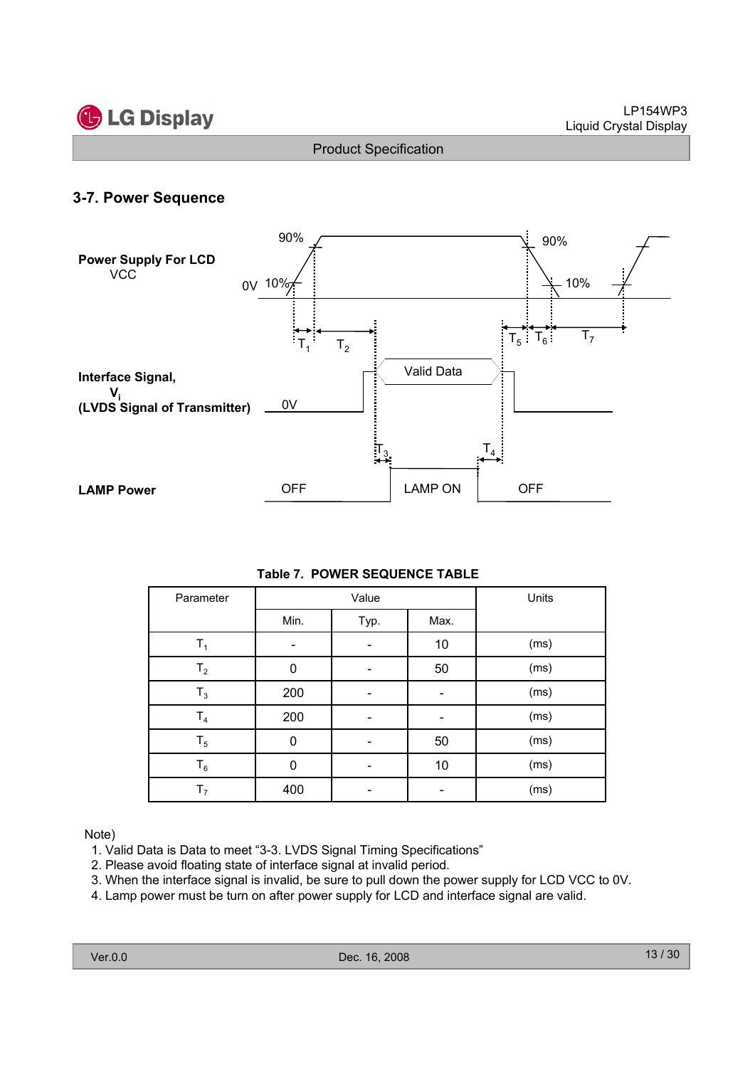## 3-7. Power Sequence

**Power Supply For LCD**
VCC

0V 10% 90% 90% 10%

$T_1$ $T_2$ $T_5$ $T_6$ $T_7$

**Interface Signal,**
**$V_i$**
**(LVDS Signal of Transmitter)**

0V Valid Data

$T_3$ $T_4$

**LAMP Power**

OFF LAMP ON OFF

**Table 7. POWER SEQUENCE TABLE**

| Parameter | Value | | | Units |
|---|---|---|---|---|
| | Min. | Typ. | Max. | |
| $T_1$ | - | - | 10 | (ms) |
| $T_2$ | 0 | - | 50 | (ms) |
| $T_3$ | 200 | - | - | (ms) |
| $T_4$ | 200 | - | - | (ms) |
| $T_5$ | 0 | - | 50 | (ms) |
| $T_6$ | 0 | - | 10 | (ms) |
| $T_7$ | 400 | - | - | (ms) |

Note)
1. Valid Data is Data to meet "3-3. LVDS Signal Timing Specifications"
2. Please avoid floating state of interface signal at invalid period.
3. When the interface signal is invalid, be sure to pull down the power supply for LCD VCC to 0V.
4. Lamp power must be turn on after power supply for LCD and interface signal are valid.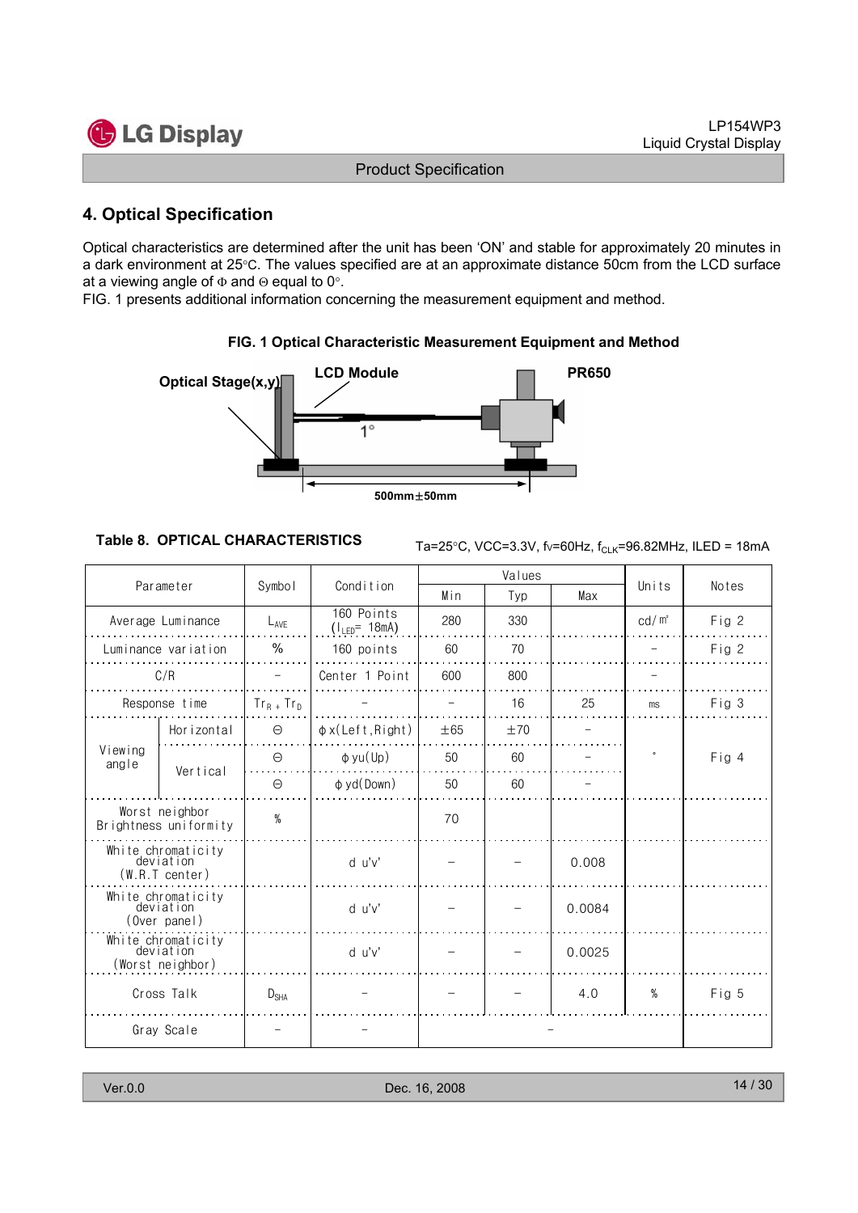## 4. Optical Specification

Optical characteristics are determined after the unit has been 'ON' and stable for approximately 20 minutes in a dark environment at 25°C. The values specified are at an approximate distance 50cm from the LCD surface at a viewing angle of Φ and Θ equal to 0°.

FIG. 1 presents additional information concerning the measurement equipment and method.

**FIG. 1 Optical Characteristic Measurement Equipment and Method**

Optical Stage(x,y) LCD Module PR650

1°

500mm±50mm

**Table 8. OPTICAL CHARACTERISTICS**

Ta=25°C, VCC=3.3V, fv=60Hz, $f_{CLK}$=96.82MHz, ILED = 18mA

| Parameter | | Symbol | Condition | Values | | | Units | Notes |
|---|---|---|---|---|---|---|---|---|
| | | | | Min | Typ | Max | | |
| Average Luminance | | $L_{AVE}$ | 160 Points ($I_{LED}$= 18mA) | 280 | 330 | | cd/㎡ | Fig 2 |
| Luminance variation | | % | 160 points | 60 | 70 | | - | Fig 2 |
| C/R | | - | Center 1 Point | 600 | 800 | | - | |
| Response time | | $Tr_R + Tr_D$ | - | - | 16 | 25 | ms | Fig 3 |
| Viewing angle | Horizontal | Θ | φx(Left,Right) | ±65 | ±70 | - | ° | Fig 4 |
| | Vertical | Θ | φyu(Up) | 50 | 60 | - | | |
| | | Θ | φyd(Down) | 50 | 60 | - | | |
| Worst neighbor Brightness uniformity | | % | | 70 | | | | |
| White chromaticity deviation (W.R.T center) | | | d u'v' | - | - | 0.008 | | |
| White chromaticity deviation (Over panel) | | | d u'v' | - | - | 0.0084 | | |
| White chromaticity deviation (Worst neighbor) | | | d u'v' | - | - | 0.0025 | | |
| Cross Talk | | $D_{SHA}$ | - | - | - | 4.0 | % | Fig 5 |
| Gray Scale | | - | - | - | | | | |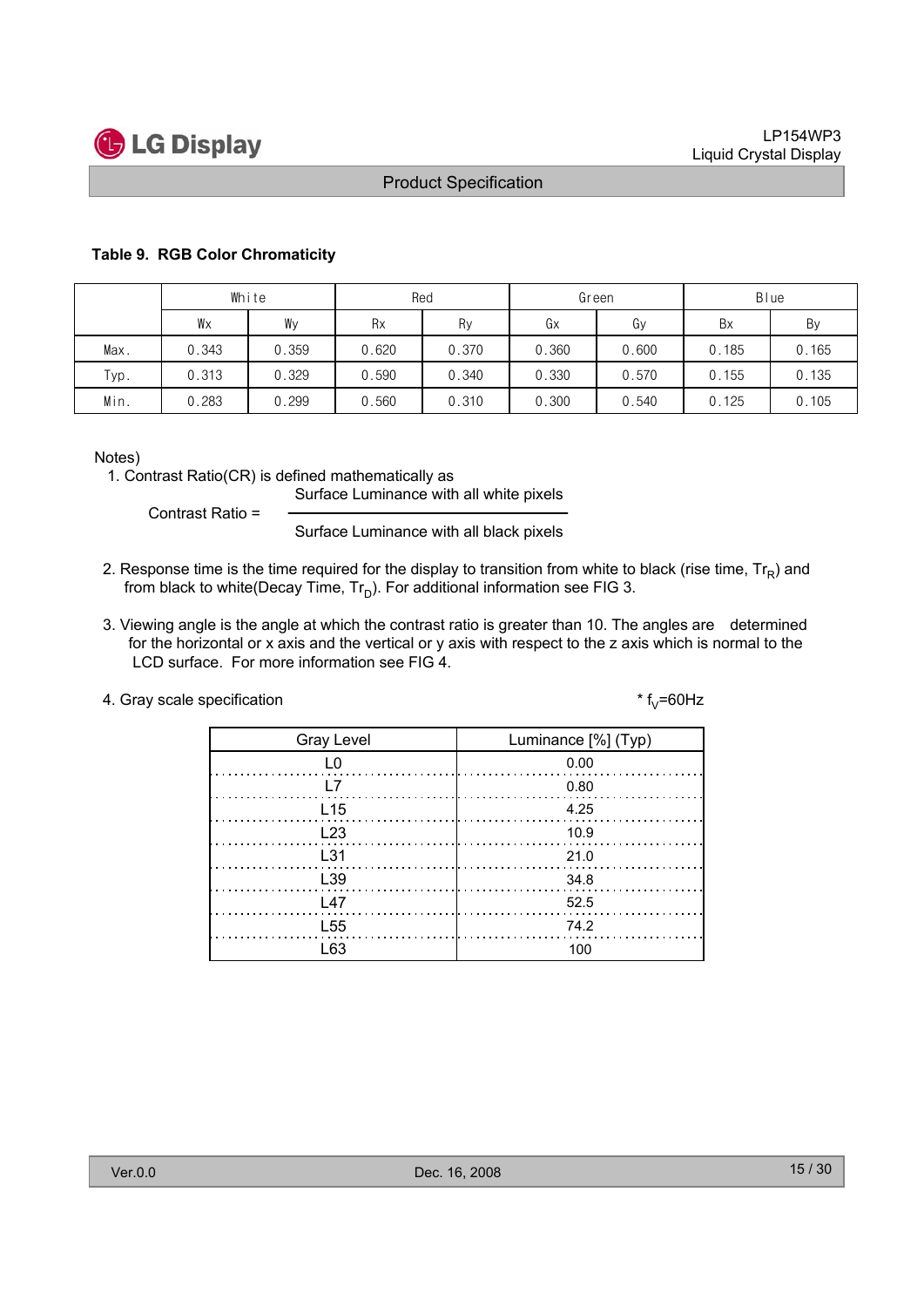**Table 9. RGB Color Chromaticity**

| | White | | Red | | Green | | Blue | |
|---|---|---|---|---|---|---|---|---|
| | Wx | Wy | Rx | Ry | Gx | Gy | Bx | By |
| Max. | 0.343 | 0.359 | 0.620 | 0.370 | 0.360 | 0.600 | 0.185 | 0.165 |
| Typ. | 0.313 | 0.329 | 0.590 | 0.340 | 0.330 | 0.570 | 0.155 | 0.135 |
| Min. | 0.283 | 0.299 | 0.560 | 0.310 | 0.300 | 0.540 | 0.125 | 0.105 |

Notes)

1. Contrast Ratio(CR) is defined mathematically as

$$\text{Contrast Ratio} = \frac{\text{Surface Luminance with all white pixels}}{\text{Surface Luminance with all black pixels}}$$

2. Response time is the time required for the display to transition from white to black (rise time, $Tr_R$) and from black to white(Decay Time, $Tr_D$). For additional information see FIG 3.

3. Viewing angle is the angle at which the contrast ratio is greater than 10. The angles are determined for the horizontal or x axis and the vertical or y axis with respect to the z axis which is normal to the LCD surface. For more information see FIG 4.

4. Gray scale specification

\* $f_V$=60Hz

| Gray Level | Luminance [%] (Typ) |
|---|---|
| L0 | 0.00 |
| L7 | 0.80 |
| L15 | 4.25 |
| L23 | 10.9 |
| L31 | 21.0 |
| L39 | 34.8 |
| L47 | 52.5 |
| L55 | 74.2 |
| L63 | 100 |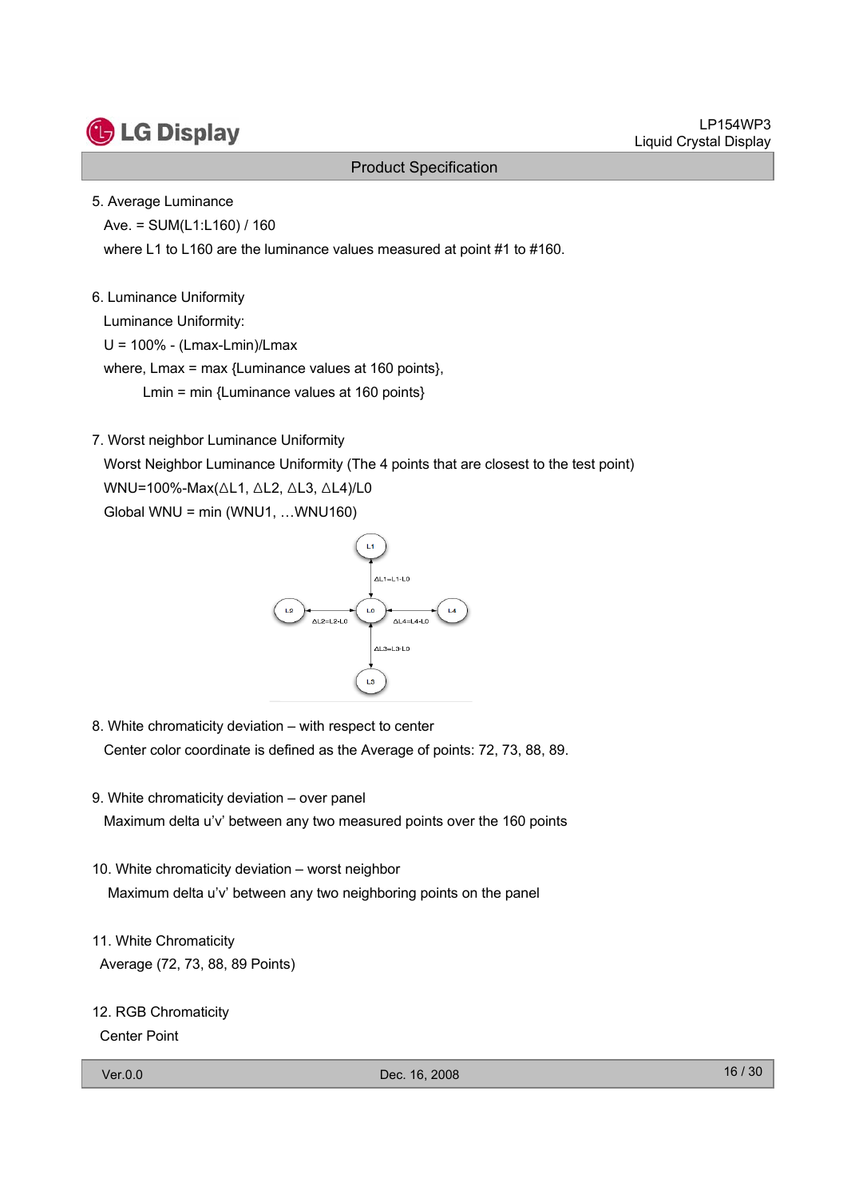5. Average Luminance

Ave. = SUM(L1:L160) / 160

where L1 to L160 are the luminance values measured at point #1 to #160.

6. Luminance Uniformity

Luminance Uniformity:

U = 100% - (Lmax-Lmin)/Lmax

where, Lmax = max {Luminance values at 160 points},

Lmin = min {Luminance values at 160 points}

7. Worst neighbor Luminance Uniformity

Worst Neighbor Luminance Uniformity (The 4 points that are closest to the test point)

WNU=100%-Max(ΔL1, ΔL2, ΔL3, ΔL4)/L0

Global WNU = min (WNU1, …WNU160)

L1

ΔL1=L1-L0

L2 ΔL2=L2-L0 L0 ΔL4=L4-L0 L4

ΔL3=L3-L0

L3

8. White chromaticity deviation – with respect to center

Center color coordinate is defined as the Average of points: 72, 73, 88, 89.

9. White chromaticity deviation – over panel

Maximum delta u'v' between any two measured points over the 160 points

10. White chromaticity deviation – worst neighbor

Maximum delta u'v' between any two neighboring points on the panel

11. White Chromaticity

Average (72, 73, 88, 89 Points)

12. RGB Chromaticity

Center Point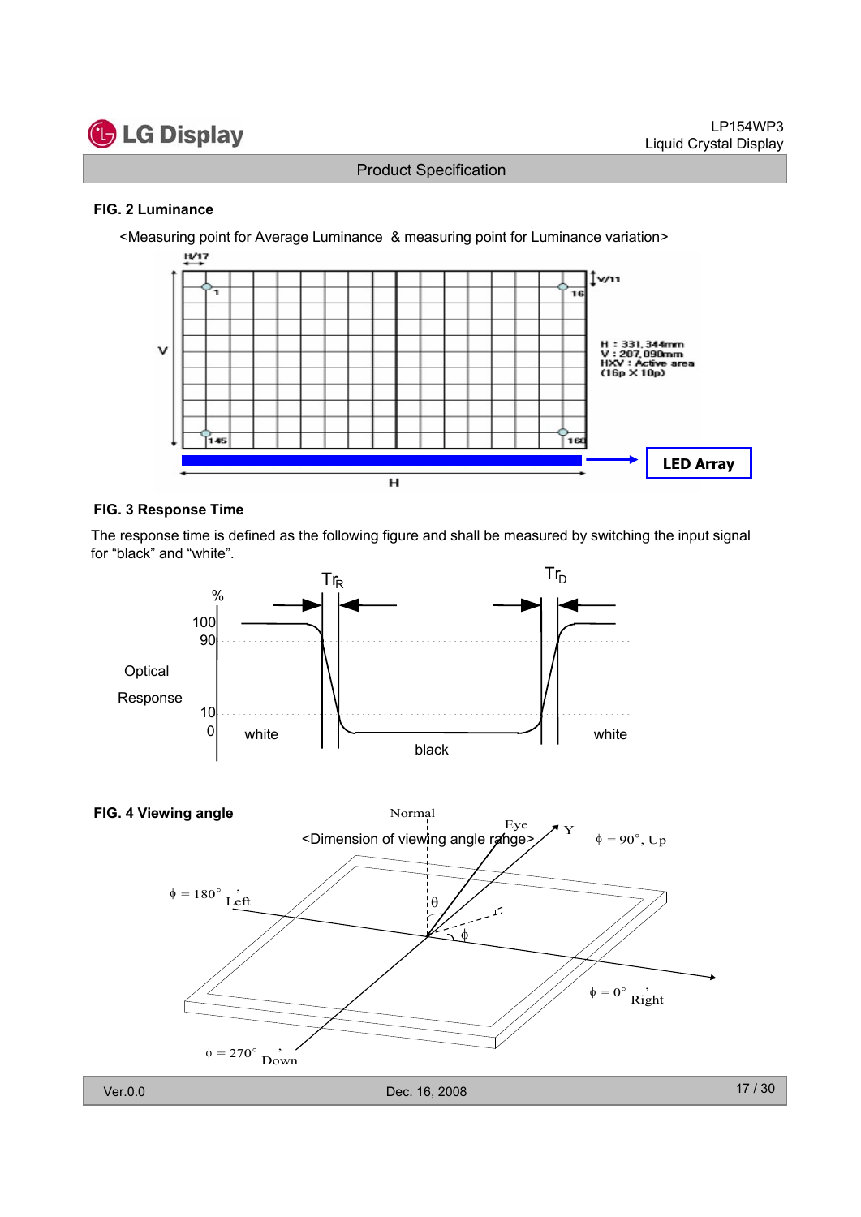### FIG. 2 Luminance

<Measuring point for Average Luminance & measuring point for Luminance variation>

H/17

V/11

V

H : 331.344mm
V : 207.090mm
HXV : Active area
(16p X 10p)

1 16 145 160

LED Array

H

### FIG. 3 Response Time

The response time is defined as the following figure and shall be measured by switching the input signal for "black" and "white".

$Tr_R$ $Tr_D$

%

100
90

Optical

Response

10
0

white black white

### FIG. 4 Viewing angle

<Dimension of viewing angle range>

Normal

Eye

Y

$\phi$ = 90°, Up

$\phi$ = 180°, Left

$\theta$

$\phi$

$\phi$ = 0°, Right

$\phi$ = 270°, Down

Ver.0.0 Dec. 16, 2008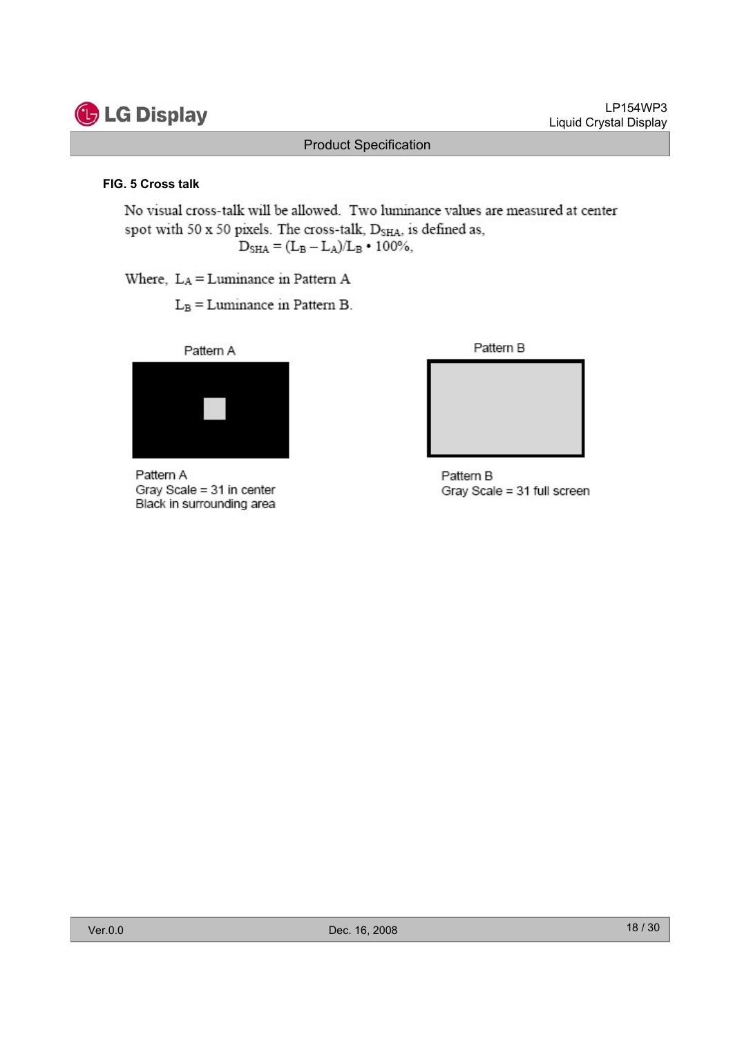**FIG. 5 Cross talk**

No visual cross-talk will be allowed. Two luminance values are measured at center spot with 50 x 50 pixels. The cross-talk, $D_{SHA}$, is defined as,

$$D_{SHA} = (L_B - L_A)/L_B \cdot 100\%,$$

Where, $L_A$ = Luminance in Pattern A

$L_B$ = Luminance in Pattern B.

Pattern A

Pattern B

Pattern A
Gray Scale = 31 in center
Black in surrounding area

Pattern B
Gray Scale = 31 full screen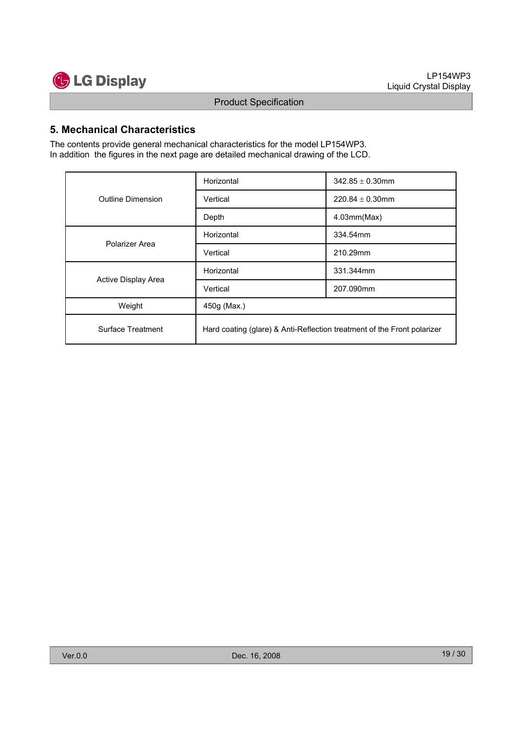## 5. Mechanical Characteristics

The contents provide general mechanical characteristics for the model LP154WP3.
In addition the figures in the next page are detailed mechanical drawing of the LCD.

| | | |
|---|---|---|
| Outline Dimension | Horizontal | 342.85 ± 0.30mm |
| | Vertical | 220.84 ± 0.30mm |
| | Depth | 4.03mm(Max) |
| Polarizer Area | Horizontal | 334.54mm |
| | Vertical | 210.29mm |
| Active Display Area | Horizontal | 331.344mm |
| | Vertical | 207.090mm |
| Weight | 450g (Max.) | |
| Surface Treatment | Hard coating (glare) & Anti-Reflection treatment of the Front polarizer | |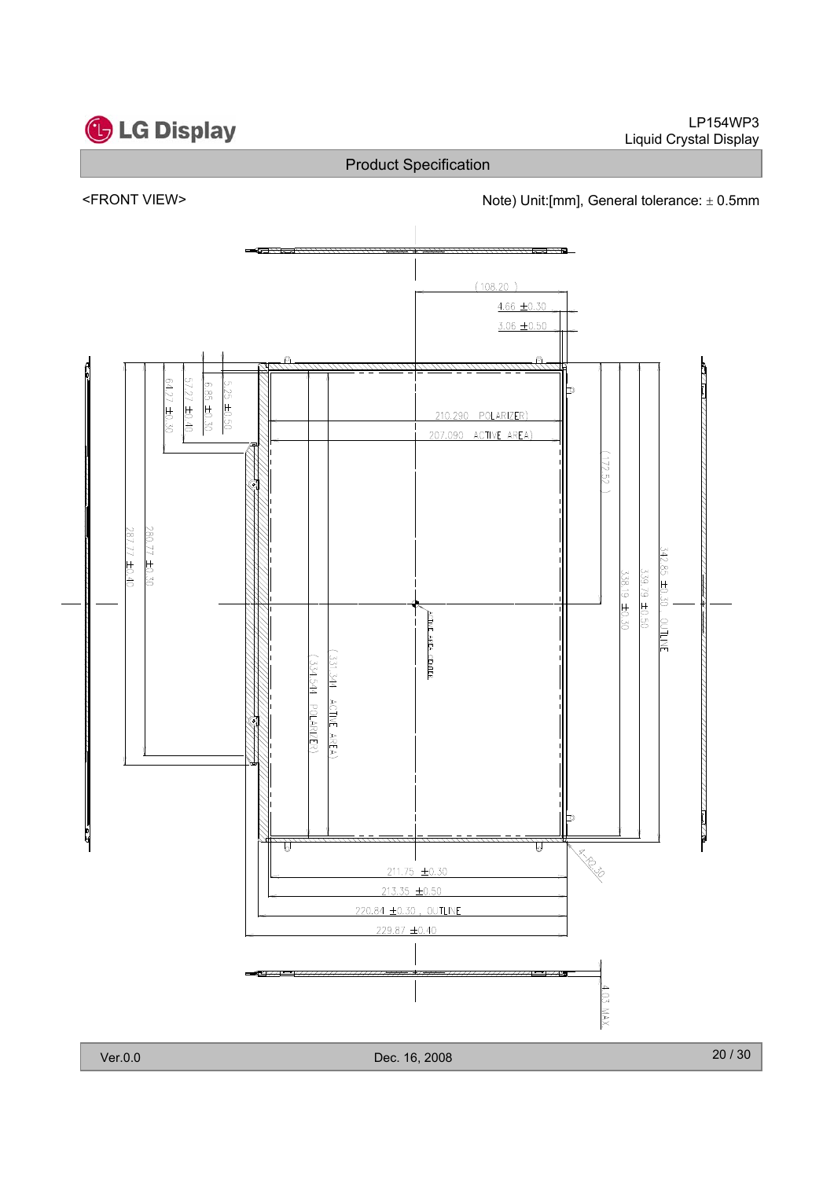Product Specification

<FRONT VIEW>

Note) Unit:[mm], General tolerance: ± 0.5mm

(108.20 )

4.66 ±0.30

3.06 ±0.50

6.27 ±0.30

5.77 ±0.40

6.86 ±0.30

5.25 ±0.50

210.290 (POLARIZER)

207.090 (ACTIVE AREA)

(172.52 )

287.77 ±0.40

280.77 ±0.30

342.85 ±0.30 , OUTLINE

339.79 ±0.50

338.19 ±0.30

ACTIVE AREA CENTER

(331.344 ACTIVE AREA)

(334.544 POLARIZER)

4-R0.30

211.75 ±0.30

213.35 ±0.50

220.84 ±0.30 , OUTLINE

229.87 ±0.40

4.03 MAX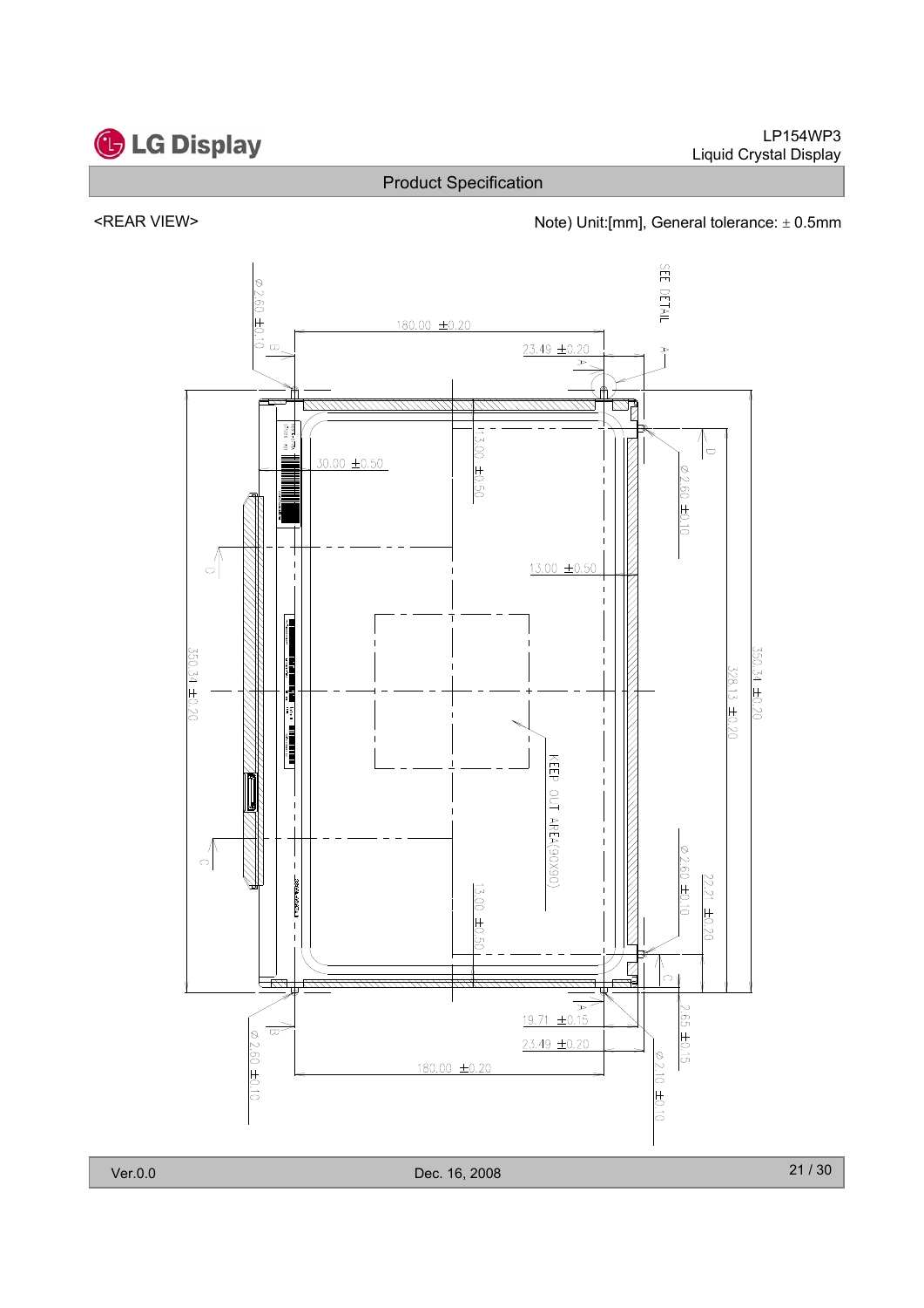## Product Specification

<REAR VIEW>

Note) Unit:[mm], General tolerance: ± 0.5mm

SEE DETAIL

A

B

⌀2.60 ±0.10

180.00 ±0.20

23.49 ±0.20

30.00 ±0.50

13.00 ±0.50

13.00 ±0.50

13.00 ±0.50

D

⌀2.60 ±0.10

350.34 ±0.20

328.13 ±0.20

350.34 ±0.20

KEEP OUT AREA(90X90)

C

⌀2.60 ±0.10

22.21 ±0.20

2.65 ±0.15

19.71 ±0.15

23.49 ±0.20

180.00 ±0.20

⌀2.10 ±0.10

⌀2.60 ±0.10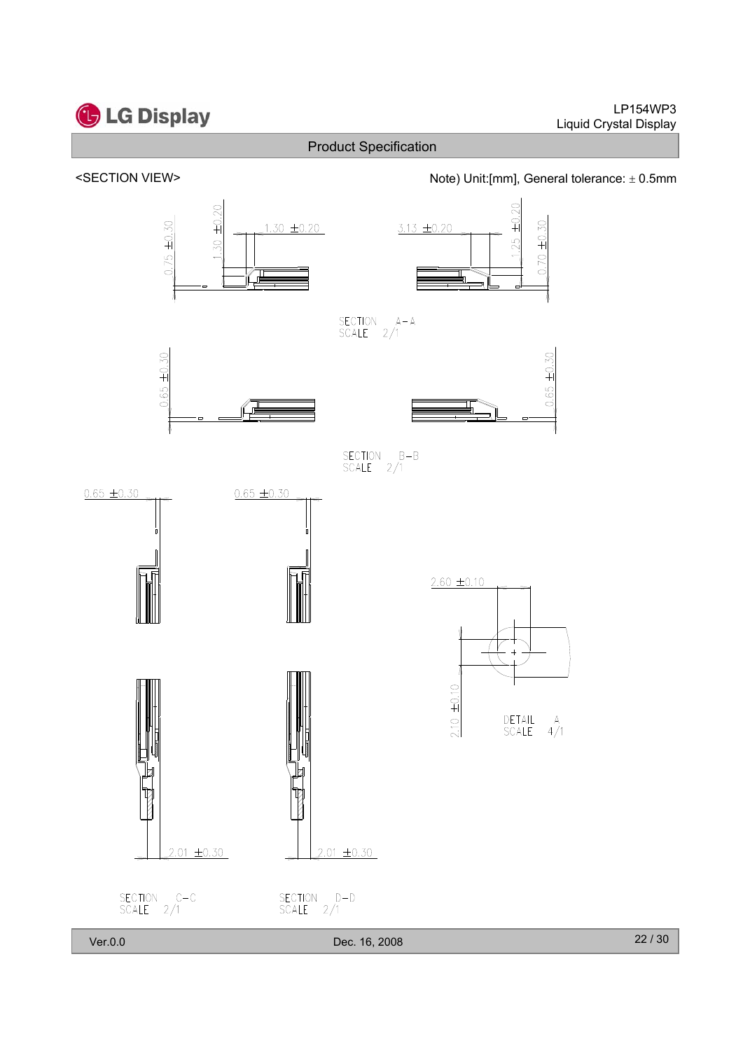Product Specification

<SECTION VIEW>

Note) Unit:[mm], General tolerance: ± 0.5mm

0.75 ±0.30

1.30 ±0.20

1.30 ±0.20

3.13 ±0.20

1.25 ±0.20

0.70 ±0.30

SECTION A-A
SCALE 2/1

0.65 ±0.30

0.65 ±0.30

SECTION B-B
SCALE 2/1

0.65 ±0.30

0.65 ±0.30

2.60 ±0.10

2.10 ±0.10

DETAIL A
SCALE 4/1

2.01 ±0.30

2.01 ±0.30

SECTION C-C
SCALE 2/1

SECTION D-D
SCALE 2/1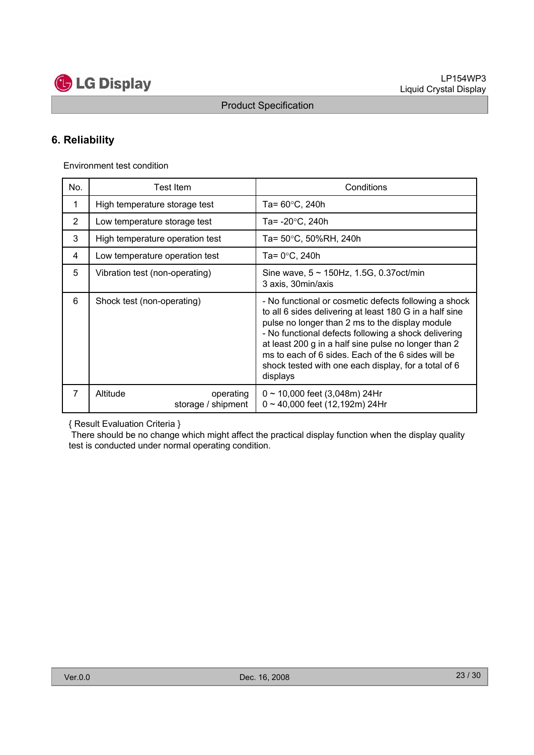## 6. Reliability

Environment test condition

| No. | Test Item | Conditions |
|---|---|---|
| 1 | High temperature storage test | Ta= 60°C, 240h |
| 2 | Low temperature storage test | Ta= -20°C, 240h |
| 3 | High temperature operation test | Ta= 50°C, 50%RH, 240h |
| 4 | Low temperature operation test | Ta= 0°C, 240h |
| 5 | Vibration test (non-operating) | Sine wave, 5 ~ 150Hz, 1.5G, 0.37oct/min<br>3 axis, 30min/axis |
| 6 | Shock test (non-operating) | - No functional or cosmetic defects following a shock to all 6 sides delivering at least 180 G in a half sine pulse no longer than 2 ms to the display module<br>- No functional defects following a shock delivering at least 200 g in a half sine pulse no longer than 2 ms to each of 6 sides. Each of the 6 sides will be shock tested with one each display, for a total of 6 displays |
| 7 | Altitude operating<br>storage / shipment | 0 ~ 10,000 feet (3,048m) 24Hr<br>0 ~ 40,000 feet (12,192m) 24Hr |

{ Result Evaluation Criteria }

There should be no change which might affect the practical display function when the display quality test is conducted under normal operating condition.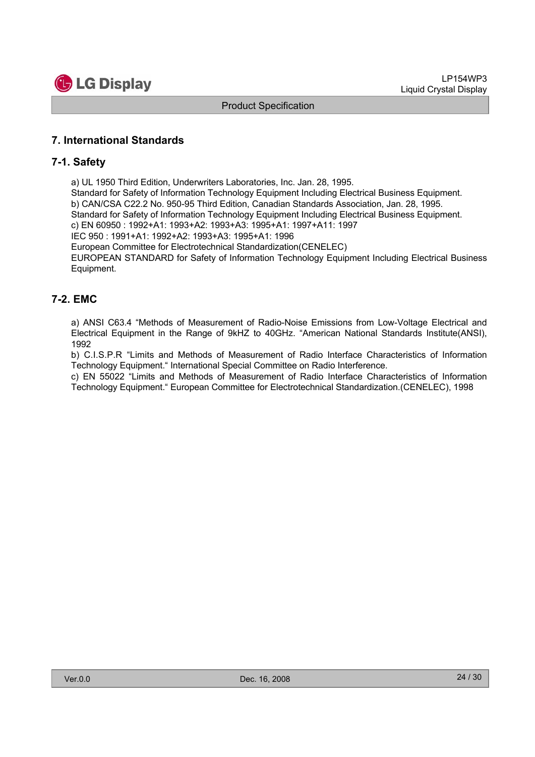## 7. International Standards

### 7-1. Safety

a) UL 1950 Third Edition, Underwriters Laboratories, Inc. Jan. 28, 1995.
Standard for Safety of Information Technology Equipment Including Electrical Business Equipment.
b) CAN/CSA C22.2 No. 950-95 Third Edition, Canadian Standards Association, Jan. 28, 1995.
Standard for Safety of Information Technology Equipment Including Electrical Business Equipment.
c) EN 60950 : 1992+A1: 1993+A2: 1993+A3: 1995+A1: 1997+A11: 1997
IEC 950 : 1991+A1: 1992+A2: 1993+A3: 1995+A1: 1996
European Committee for Electrotechnical Standardization(CENELEC)
EUROPEAN STANDARD for Safety of Information Technology Equipment Including Electrical Business Equipment.

### 7-2. EMC

a) ANSI C63.4 "Methods of Measurement of Radio-Noise Emissions from Low-Voltage Electrical and Electrical Equipment in the Range of 9kHZ to 40GHz. "American National Standards Institute(ANSI), 1992
b) C.I.S.P.R "Limits and Methods of Measurement of Radio Interface Characteristics of Information Technology Equipment." International Special Committee on Radio Interference.
c) EN 55022 "Limits and Methods of Measurement of Radio Interface Characteristics of Information Technology Equipment." European Committee for Electrotechnical Standardization.(CENELEC), 1998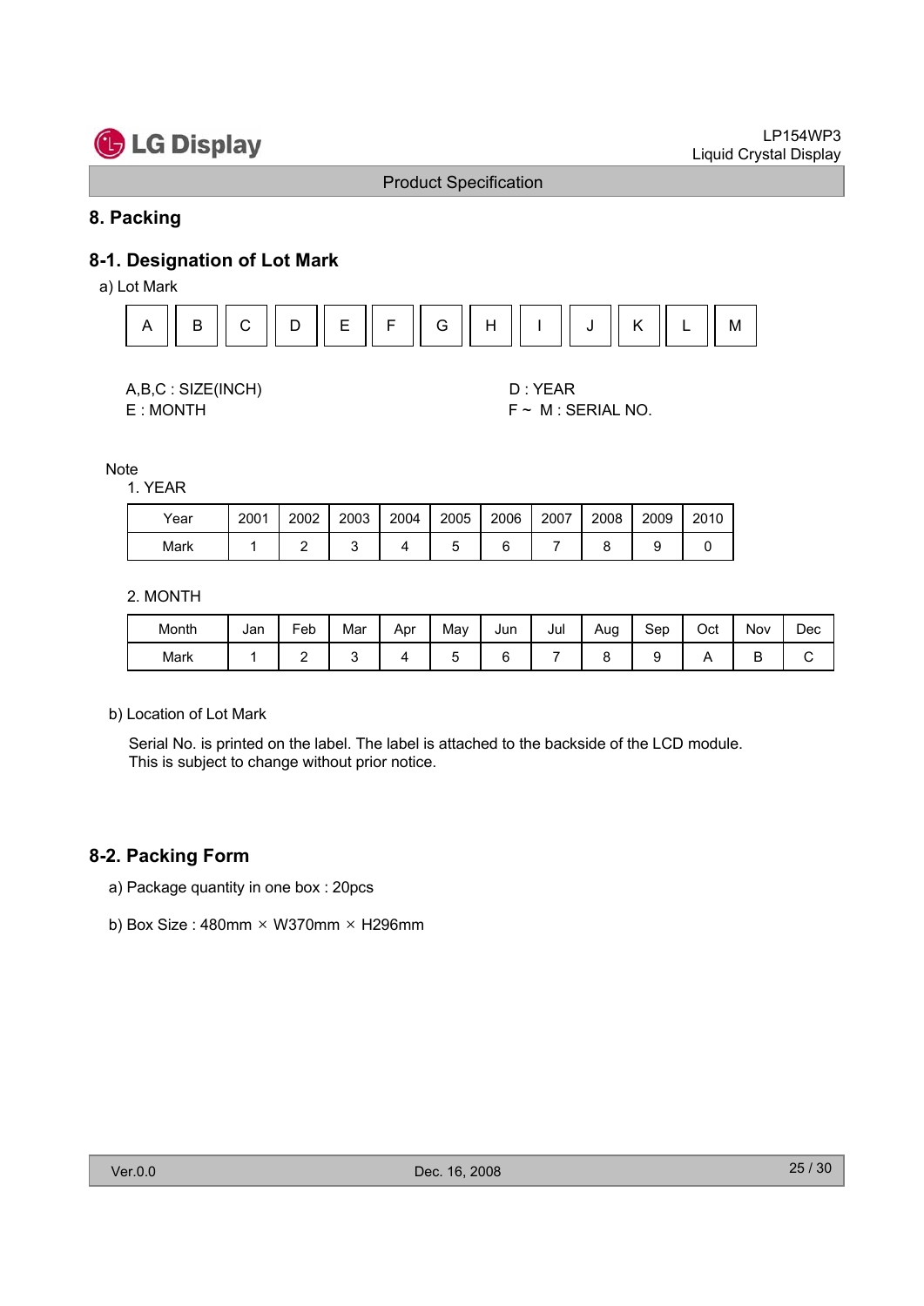## 8. Packing

### 8-1. Designation of Lot Mark

a) Lot Mark

| A | B | C | D | E | F | G | H | I | J | K | L | M |
|---|---|---|---|---|---|---|---|---|---|---|---|---|

A,B,C : SIZE(INCH)
D : YEAR
E : MONTH
F ~ M : SERIAL NO.

Note

1. YEAR

| Year | 2001 | 2002 | 2003 | 2004 | 2005 | 2006 | 2007 | 2008 | 2009 | 2010 |
|---|---|---|---|---|---|---|---|---|---|---|
| Mark | 1 | 2 | 3 | 4 | 5 | 6 | 7 | 8 | 9 | 0 |

2. MONTH

| Month | Jan | Feb | Mar | Apr | May | Jun | Jul | Aug | Sep | Oct | Nov | Dec |
|---|---|---|---|---|---|---|---|---|---|---|---|---|
| Mark | 1 | 2 | 3 | 4 | 5 | 6 | 7 | 8 | 9 | A | B | C |

b) Location of Lot Mark

Serial No. is printed on the label. The label is attached to the backside of the LCD module.
This is subject to change without prior notice.

### 8-2. Packing Form

a) Package quantity in one box : 20pcs

b) Box Size : 480mm × W370mm × H296mm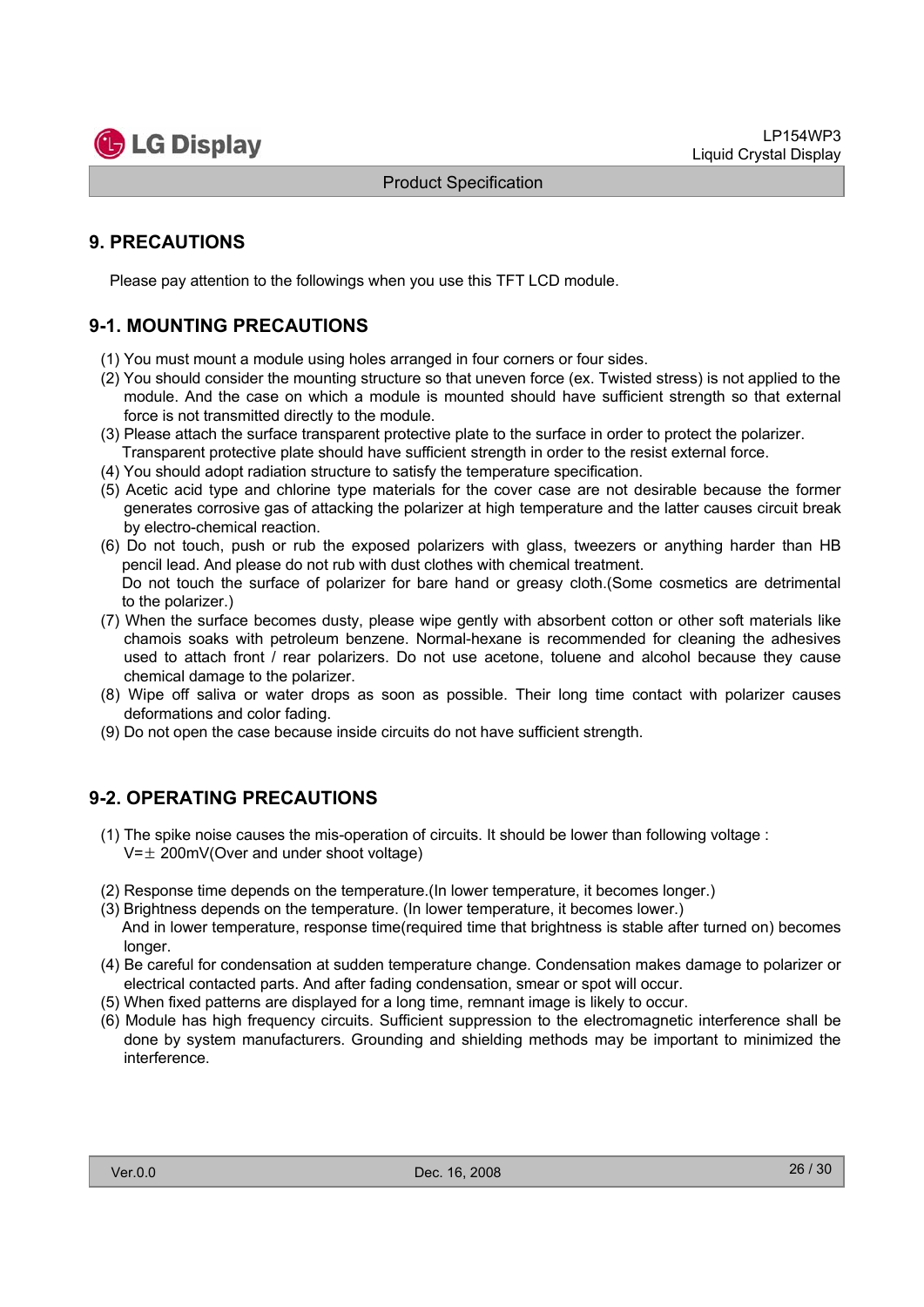# 9. PRECAUTIONS

Please pay attention to the followings when you use this TFT LCD module.

## 9-1. MOUNTING PRECAUTIONS

(1) You must mount a module using holes arranged in four corners or four sides.

(2) You should consider the mounting structure so that uneven force (ex. Twisted stress) is not applied to the module. And the case on which a module is mounted should have sufficient strength so that external force is not transmitted directly to the module.

(3) Please attach the surface transparent protective plate to the surface in order to protect the polarizer. Transparent protective plate should have sufficient strength in order to the resist external force.

(4) You should adopt radiation structure to satisfy the temperature specification.

(5) Acetic acid type and chlorine type materials for the cover case are not desirable because the former generates corrosive gas of attacking the polarizer at high temperature and the latter causes circuit break by electro-chemical reaction.

(6) Do not touch, push or rub the exposed polarizers with glass, tweezers or anything harder than HB pencil lead. And please do not rub with dust clothes with chemical treatment. Do not touch the surface of polarizer for bare hand or greasy cloth.(Some cosmetics are detrimental to the polarizer.)

(7) When the surface becomes dusty, please wipe gently with absorbent cotton or other soft materials like chamois soaks with petroleum benzene. Normal-hexane is recommended for cleaning the adhesives used to attach front / rear polarizers. Do not use acetone, toluene and alcohol because they cause chemical damage to the polarizer.

(8) Wipe off saliva or water drops as soon as possible. Their long time contact with polarizer causes deformations and color fading.

(9) Do not open the case because inside circuits do not have sufficient strength.

## 9-2. OPERATING PRECAUTIONS

(1) The spike noise causes the mis-operation of circuits. It should be lower than following voltage : V=± 200mV(Over and under shoot voltage)

(2) Response time depends on the temperature.(In lower temperature, it becomes longer.)

(3) Brightness depends on the temperature. (In lower temperature, it becomes lower.) And in lower temperature, response time(required time that brightness is stable after turned on) becomes longer.

(4) Be careful for condensation at sudden temperature change. Condensation makes damage to polarizer or electrical contacted parts. And after fading condensation, smear or spot will occur.

(5) When fixed patterns are displayed for a long time, remnant image is likely to occur.

(6) Module has high frequency circuits. Sufficient suppression to the electromagnetic interference shall be done by system manufacturers. Grounding and shielding methods may be important to minimized the interference.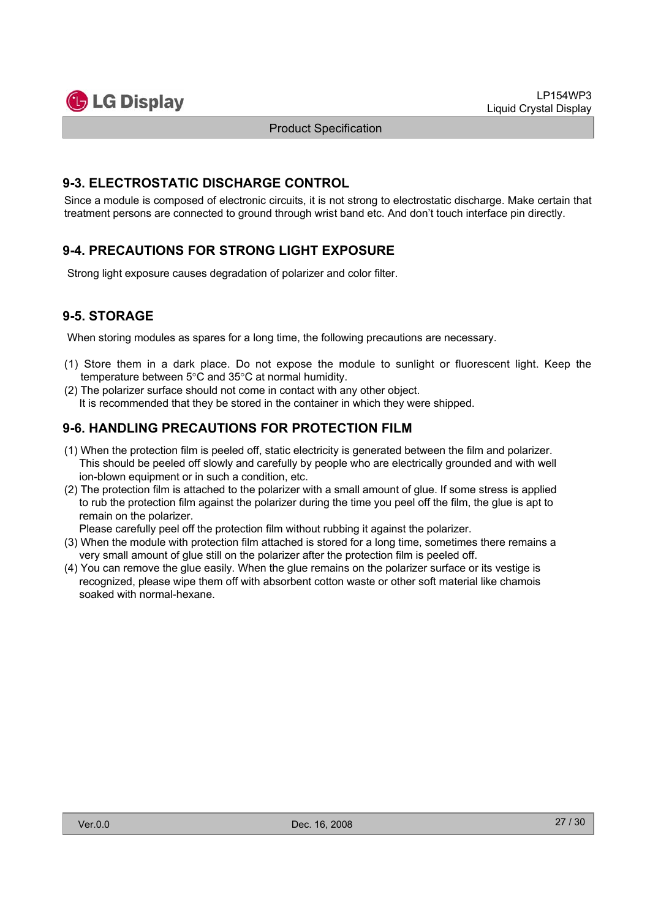## 9-3. ELECTROSTATIC DISCHARGE CONTROL

Since a module is composed of electronic circuits, it is not strong to electrostatic discharge. Make certain that treatment persons are connected to ground through wrist band etc. And don't touch interface pin directly.

## 9-4. PRECAUTIONS FOR STRONG LIGHT EXPOSURE

Strong light exposure causes degradation of polarizer and color filter.

## 9-5. STORAGE

When storing modules as spares for a long time, the following precautions are necessary.

(1) Store them in a dark place. Do not expose the module to sunlight or fluorescent light. Keep the temperature between 5°C and 35°C at normal humidity.
(2) The polarizer surface should not come in contact with any other object.
It is recommended that they be stored in the container in which they were shipped.

## 9-6. HANDLING PRECAUTIONS FOR PROTECTION FILM

(1) When the protection film is peeled off, static electricity is generated between the film and polarizer. This should be peeled off slowly and carefully by people who are electrically grounded and with well ion-blown equipment or in such a condition, etc.
(2) The protection film is attached to the polarizer with a small amount of glue. If some stress is applied to rub the protection film against the polarizer during the time you peel off the film, the glue is apt to remain on the polarizer.
Please carefully peel off the protection film without rubbing it against the polarizer.
(3) When the module with protection film attached is stored for a long time, sometimes there remains a very small amount of glue still on the polarizer after the protection film is peeled off.
(4) You can remove the glue easily. When the glue remains on the polarizer surface or its vestige is recognized, please wipe them off with absorbent cotton waste or other soft material like chamois soaked with normal-hexane.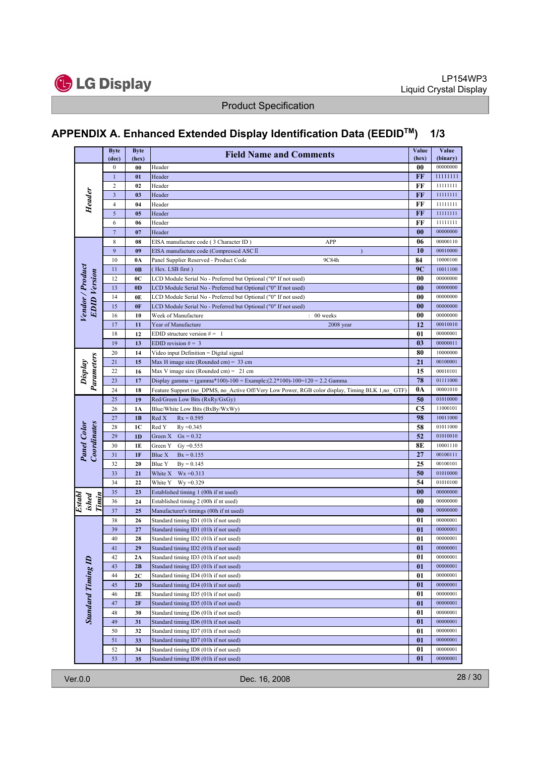## APPENDIX A. Enhanced Extended Display Identification Data (EEDID[TM]) 1/3

| | Byte (dec) | Byte (hex) | Field Name and Comments | Value (hex) | Value (binary) |
|---|---|---|---|---|---|
| *Header* | 0 | 00 | Header | 00 | 00000000 |
| | 1 | 01 | Header | FF | 11111111 |
| | 2 | 02 | Header | FF | 11111111 |
| | 3 | 03 | Header | FF | 11111111 |
| | 4 | 04 | Header | FF | 11111111 |
| | 5 | 05 | Header | FF | 11111111 |
| | 6 | 06 | Header | FF | 11111111 |
| | 7 | 07 | Header | 00 | 00000000 |
| *Vendor / Product EDID Version* | 8 | 08 | EISA manufacture code ( 3 Character ID ) APP | 06 | 00000110 |
| | 9 | 09 | EISA manufacture code (Compressed ASCⅡ ) | 10 | 00010000 |
| | 10 | 0A | Panel Supplier Reserved - Product Code 9C84h | 84 | 10000100 |
| | 11 | 0B | ( Hex. LSB first ) | 9C | 10011100 |
| | 12 | 0C | LCD Module Serial No - Preferred but Optional ("0" If not used) | 00 | 00000000 |
| | 13 | 0D | LCD Module Serial No - Preferred but Optional ("0" If not used) | 00 | 00000000 |
| | 14 | 0E | LCD Module Serial No - Preferred but Optional ("0" If not used) | 00 | 00000000 |
| | 15 | 0F | LCD Module Serial No - Preferred but Optional ("0" If not used) | 00 | 00000000 |
| | 16 | 10 | Week of Manufacture : 00 weeks | 00 | 00000000 |
| | 17 | 11 | Year of Manufacture 2008 year | 12 | 00010010 |
| | 18 | 12 | EDID structure version # = 1 | 01 | 00000001 |
| | 19 | 13 | EDID revision # = 3 | 03 | 00000011 |
| *Display Parameters* | 20 | 14 | Video input Definition = Digital signal | 80 | 10000000 |
| | 21 | 15 | Max H image size (Rounded cm) = 33 cm | 21 | 00100001 |
| | 22 | 16 | Max V image size (Rounded cm) = 21 cm | 15 | 00010101 |
| | 23 | 17 | Display gamma = (gamma*100)-100 = Example:(2.2*100)-100=120 = 2.2 Gamma | 78 | 01111000 |
| | 24 | 18 | Feature Support (no_DPMS, no_Active Off/Very Low Power, RGB color display, Timing BLK 1,no_ GTF) | 0A | 00001010 |
| *Panel Color Coordinates* | 25 | 19 | Red/Green Low Bits (RxRy/GxGy) | 50 | 01010000 |
| | 26 | 1A | Blue/White Low Bits (BxBy/WxWy) | C5 | 11000101 |
| | 27 | 1B | Red X Rx = 0.595 | 98 | 10011000 |
| | 28 | 1C | Red Y Ry =0.345 | 58 | 01011000 |
| | 29 | 1D | Green X Gx = 0.32 | 52 | 01010010 |
| | 30 | 1E | Green Y Gy =0.555 | 8E | 10001110 |
| | 31 | 1F | Blue X Bx = 0.155 | 27 | 00100111 |
| | 32 | 20 | Blue Y By = 0.145 | 25 | 00100101 |
| | 33 | 21 | White X Wx =0.313 | 50 | 01010000 |
| | 34 | 22 | White Y Wy =0.329 | 54 | 01010100 |
| *Established Timing* | 35 | 23 | Established timing 1 (00h if nt used) | 00 | 00000000 |
| | 36 | 24 | Established timing 2 (00h if nt used) | 00 | 00000000 |
| | 37 | 25 | Manufacturer's timings (00h if nt used) | 00 | 00000000 |
| *Standard Timing ID* | 38 | 26 | Standard timing ID1 (01h if not used) | 01 | 00000001 |
| | 39 | 27 | Standard timing ID1 (01h if not used) | 01 | 00000001 |
| | 40 | 28 | Standard timing ID2 (01h if not used) | 01 | 00000001 |
| | 41 | 29 | Standard timing ID2 (01h if not used) | 01 | 00000001 |
| | 42 | 2A | Standard timing ID3 (01h if not used) | 01 | 00000001 |
| | 43 | 2B | Standard timing ID3 (01h if not used) | 01 | 00000001 |
| | 44 | 2C | Standard timing ID4 (01h if not used) | 01 | 00000001 |
| | 45 | 2D | Standard timing ID4 (01h if not used) | 01 | 00000001 |
| | 46 | 2E | Standard timing ID5 (01h if not used) | 01 | 00000001 |
| | 47 | 2F | Standard timing ID5 (01h if not used) | 01 | 00000001 |
| | 48 | 30 | Standard timing ID6 (01h if not used) | 01 | 00000001 |
| | 49 | 31 | Standard timing ID6 (01h if not used) | 01 | 00000001 |
| | 50 | 32 | Standard timing ID7 (01h if not used) | 01 | 00000001 |
| | 51 | 33 | Standard timing ID7 (01h if not used) | 01 | 00000001 |
| | 52 | 34 | Standard timing ID8 (01h if not used) | 01 | 00000001 |
| | 53 | 35 | Standard timing ID8 (01h if not used) | 01 | 00000001 |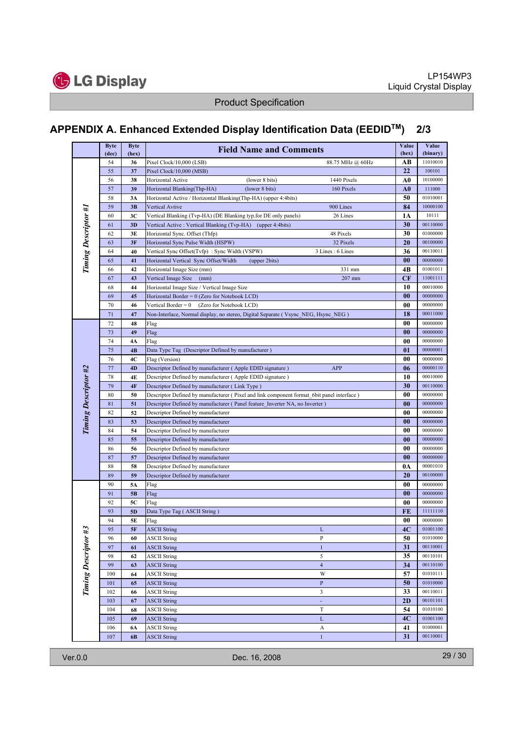## APPENDIX A. Enhanced Extended Display Identification Data (EEDID™)  2/3

| | Byte (dec) | Byte (hex) | Field Name and Comments | Value (hex) | Value (binary) |
|---|---|---|---|---|---|
| Timing Descriptor #1 | 54 | 36 | Pixel Clock/10,000 (LSB)  88.75 MHz @ 60Hz | AB | 11010010 |
| | 55 | 37 | Pixel Clock/10,000 (MSB) | 22 | 100101 |
| | 56 | 38 | Horizontal Active  (lower 8 bits)  1440 Pixels | A0 | 10100000 |
| | 57 | 39 | Horizontal Blanking(Thp-HA)  (lower 8 bits)  160 Pixels | A0 | 111000 |
| | 58 | 3A | Horizontal Active / Horizontal Blanking(Thp-HA) (upper 4:4bits) | 50 | 01010001 |
| | 59 | 3B | Vertical Avtive  900 Lines | 84 | 10000100 |
| | 60 | 3C | Vertical Blanking (Tvp-HA) (DE Blanking typ.for DE only panels)  26 Lines | 1A | 10111 |
| | 61 | 3D | Vertical Active : Vertical Blanking (Tvp-HA)  (upper 4:4bits) | 30 | 00110000 |
| | 62 | 3E | Horizontal Sync. Offset (Thfp)  48 Pixels | 30 | 01000000 |
| | 63 | 3F | Horizontal Sync Pulse Width (HSPW)  32 Pixels | 20 | 00100000 |
| | 64 | 40 | Vertical Sync Offset(Tvfp) : Sync Width (VSPW)  3 Lines : 6 Lines | 36 | 00110011 |
| | 65 | 41 | Horizontal Vertical Sync Offset/Width  (upper 2bits) | 00 | 00000000 |
| | 66 | 42 | Horizontal Image Size (mm)  331 mm | 4B | 01001011 |
| | 67 | 43 | Vertical Image Size  (mm)  207 mm | CF | 11001111 |
| | 68 | 44 | Horizontal Image Size / Vertical Image Size | 10 | 00010000 |
| | 69 | 45 | Horizontal Border = 0 (Zero for Notebook LCD) | 00 | 00000000 |
| | 70 | 46 | Vertical Border = 0  (Zero for Notebook LCD) | 00 | 00000000 |
| | 71 | 47 | Non-Interlace, Normal display, no stereo, Digital Separate ( Vsync_NEG, Hsync_NEG ) | 18 | 00011000 |
| Timing Descriptor #2 | 72 | 48 | Flag | 00 | 00000000 |
| | 73 | 49 | Flag | 00 | 00000000 |
| | 74 | 4A | Flag | 00 | 00000000 |
| | 75 | 4B | Data Type Tag (Descriptor Defined by manufacturer ) | 01 | 00000001 |
| | 76 | 4C | Flag (Version) | 00 | 00000000 |
| | 77 | 4D | Descriptor Defined by manufacturer ( Apple EDID signature )  APP | 06 | 00000110 |
| | 78 | 4E | Descriptor Defined by manufacturer ( Apple EDID signature ) | 10 | 00010000 |
| | 79 | 4F | Descriptor Defined by manufacturer ( Link Type ) | 30 | 00110000 |
| | 80 | 50 | Descriptor Defined by manufacturer ( Pixel and link component format_6bit panel interface ) | 00 | 00000000 |
| | 81 | 51 | Descriptor Defined by manufacturer ( Panel feature_Inverter NA, no Inverter ) | 00 | 00000000 |
| | 82 | 52 | Descriptor Defined by manufacturer | 00 | 00000000 |
| | 83 | 53 | Descriptor Defined by manufacturer | 00 | 00000000 |
| | 84 | 54 | Descriptor Defined by manufacturer | 00 | 00000000 |
| | 85 | 55 | Descriptor Defined by manufacturer | 00 | 00000000 |
| | 86 | 56 | Descriptor Defined by manufacturer | 00 | 00000000 |
| | 87 | 57 | Descriptor Defined by manufacturer | 00 | 00000000 |
| | 88 | 58 | Descriptor Defined by manufacturer | 0A | 00001010 |
| | 89 | 59 | Descriptor Defined by manufacturer | 20 | 00100000 |
| Timing Descriptor #3 | 90 | 5A | Flag | 00 | 00000000 |
| | 91 | 5B | Flag | 00 | 00000000 |
| | 92 | 5C | Flag | 00 | 00000000 |
| | 93 | 5D | Data Type Tag ( ASCII String ) | FE | 11111110 |
| | 94 | 5E | Flag | 00 | 00000000 |
| | 95 | 5F | ASCII String  L | 4C | 01001100 |
| | 96 | 60 | ASCII String  P | 50 | 01010000 |
| | 97 | 61 | ASCII String  1 | 31 | 00110001 |
| | 98 | 62 | ASCII String  5 | 35 | 00110101 |
| | 99 | 63 | ASCII String  4 | 34 | 00110100 |
| | 100 | 64 | ASCII String  W | 57 | 01010111 |
| | 101 | 65 | ASCII String  P | 50 | 01010000 |
| | 102 | 66 | ASCII String  3 | 33 | 00110011 |
| | 103 | 67 | ASCII String  - | 2D | 00101101 |
| | 104 | 68 | ASCII String  T | 54 | 01010100 |
| | 105 | 69 | ASCII String  L | 4C | 01001100 |
| | 106 | 6A | ASCII String  A | 41 | 01000001 |
| | 107 | 6B | ASCII String  1 | 31 | 00110001 |

Ver.0.0  Dec. 16, 2008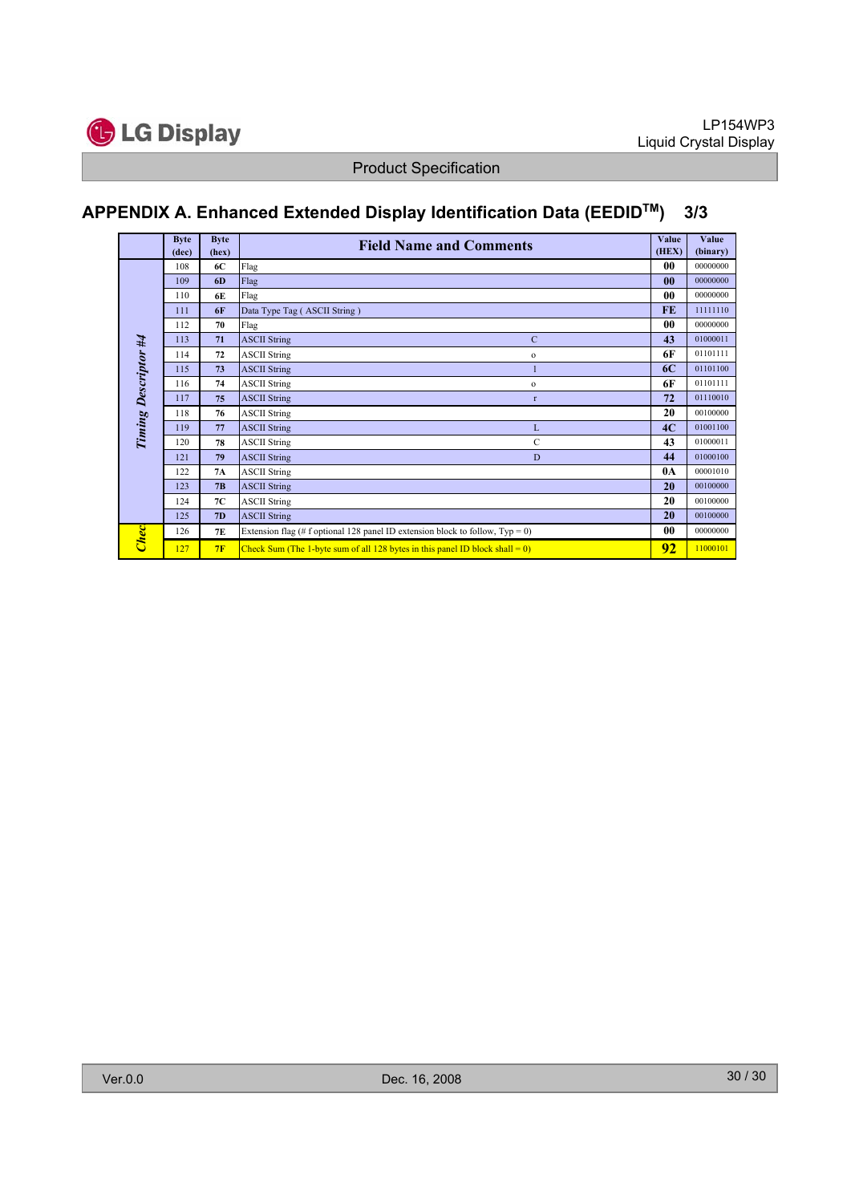## APPENDIX A. Enhanced Extended Display Identification Data (EEDID™) 3/3

| | Byte (dec) | Byte (hex) | Field Name and Comments | | Value (HEX) | Value (binary) |
|---|---|---|---|---|---|---|
| Timing Descriptor #4 | 108 | 6C | Flag | | 00 | 00000000 |
| | 109 | 6D | Flag | | 00 | 00000000 |
| | 110 | 6E | Flag | | 00 | 00000000 |
| | 111 | 6F | Data Type Tag ( ASCII String ) | | FE | 11111110 |
| | 112 | 70 | Flag | | 00 | 00000000 |
| | 113 | 71 | ASCII String | C | 43 | 01000011 |
| | 114 | 72 | ASCII String | o | 6F | 01101111 |
| | 115 | 73 | ASCII String | l | 6C | 01101100 |
| | 116 | 74 | ASCII String | o | 6F | 01101111 |
| | 117 | 75 | ASCII String | r | 72 | 01110010 |
| | 118 | 76 | ASCII String | | 20 | 00100000 |
| | 119 | 77 | ASCII String | L | 4C | 01001100 |
| | 120 | 78 | ASCII String | C | 43 | 01000011 |
| | 121 | 79 | ASCII String | D | 44 | 01000100 |
| | 122 | 7A | ASCII String | | 0A | 00001010 |
| | 123 | 7B | ASCII String | | 20 | 00100000 |
| | 124 | 7C | ASCII String | | 20 | 00100000 |
| | 125 | 7D | ASCII String | | 20 | 00100000 |
| Chec | 126 | 7E | Extension flag (# f optional 128 panel ID extension block to follow, Typ = 0) | | 00 | 00000000 |
| | 127 | 7F | Check Sum (The 1-byte sum of all 128 bytes in this panel ID block shall = 0) | | 92 | 11000101 |